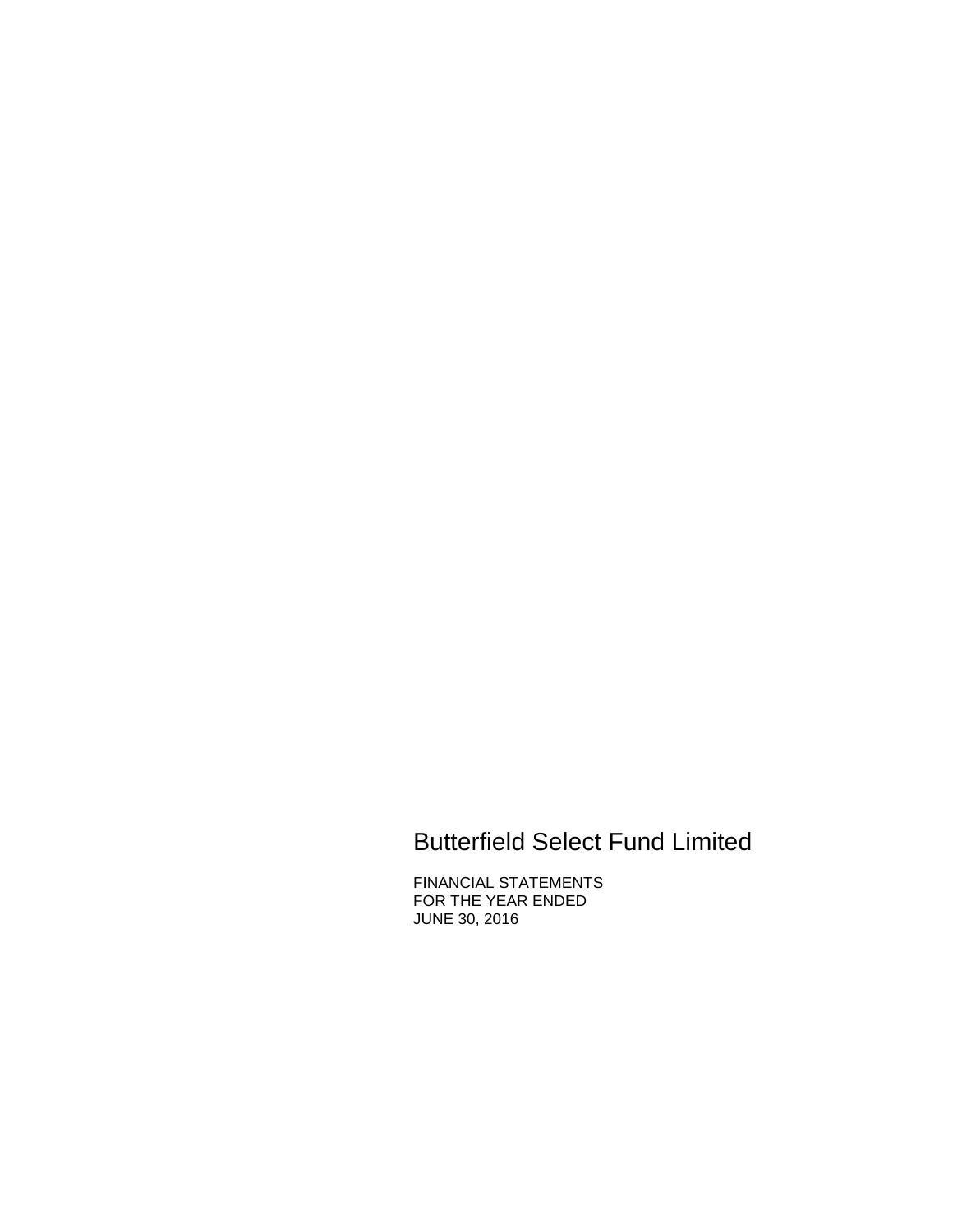# Butterfield Select Fund Limited

FINANCIAL STATEMENTS
FOR THE YEAR ENDED
JUNE 30, 2016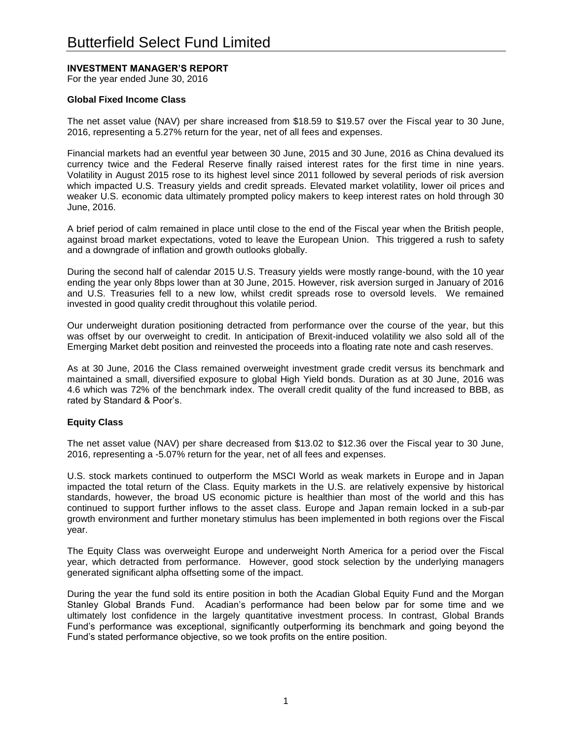# Butterfield Select Fund Limited

## INVESTMENT MANAGER'S REPORT

For the year ended June 30, 2016

### Global Fixed Income Class

The net asset value (NAV) per share increased from $18.59 to $19.57 over the Fiscal year to 30 June, 2016, representing a 5.27% return for the year, net of all fees and expenses.

Financial markets had an eventful year between 30 June, 2015 and 30 June, 2016 as China devalued its currency twice and the Federal Reserve finally raised interest rates for the first time in nine years. Volatility in August 2015 rose to its highest level since 2011 followed by several periods of risk aversion which impacted U.S. Treasury yields and credit spreads. Elevated market volatility, lower oil prices and weaker U.S. economic data ultimately prompted policy makers to keep interest rates on hold through 30 June, 2016.

A brief period of calm remained in place until close to the end of the Fiscal year when the British people, against broad market expectations, voted to leave the European Union. This triggered a rush to safety and a downgrade of inflation and growth outlooks globally.

During the second half of calendar 2015 U.S. Treasury yields were mostly range-bound, with the 10 year ending the year only 8bps lower than at 30 June, 2015. However, risk aversion surged in January of 2016 and U.S. Treasuries fell to a new low, whilst credit spreads rose to oversold levels. We remained invested in good quality credit throughout this volatile period.

Our underweight duration positioning detracted from performance over the course of the year, but this was offset by our overweight to credit. In anticipation of Brexit-induced volatility we also sold all of the Emerging Market debt position and reinvested the proceeds into a floating rate note and cash reserves.

As at 30 June, 2016 the Class remained overweight investment grade credit versus its benchmark and maintained a small, diversified exposure to global High Yield bonds. Duration as at 30 June, 2016 was 4.6 which was 72% of the benchmark index. The overall credit quality of the fund increased to BBB, as rated by Standard & Poor's.

### Equity Class

The net asset value (NAV) per share decreased from $13.02 to $12.36 over the Fiscal year to 30 June, 2016, representing a -5.07% return for the year, net of all fees and expenses.

U.S. stock markets continued to outperform the MSCI World as weak markets in Europe and in Japan impacted the total return of the Class. Equity markets in the U.S. are relatively expensive by historical standards, however, the broad US economic picture is healthier than most of the world and this has continued to support further inflows to the asset class. Europe and Japan remain locked in a sub-par growth environment and further monetary stimulus has been implemented in both regions over the Fiscal year.

The Equity Class was overweight Europe and underweight North America for a period over the Fiscal year, which detracted from performance. However, good stock selection by the underlying managers generated significant alpha offsetting some of the impact.

During the year the fund sold its entire position in both the Acadian Global Equity Fund and the Morgan Stanley Global Brands Fund. Acadian's performance had been below par for some time and we ultimately lost confidence in the largely quantitative investment process. In contrast, Global Brands Fund's performance was exceptional, significantly outperforming its benchmark and going beyond the Fund's stated performance objective, so we took profits on the entire position.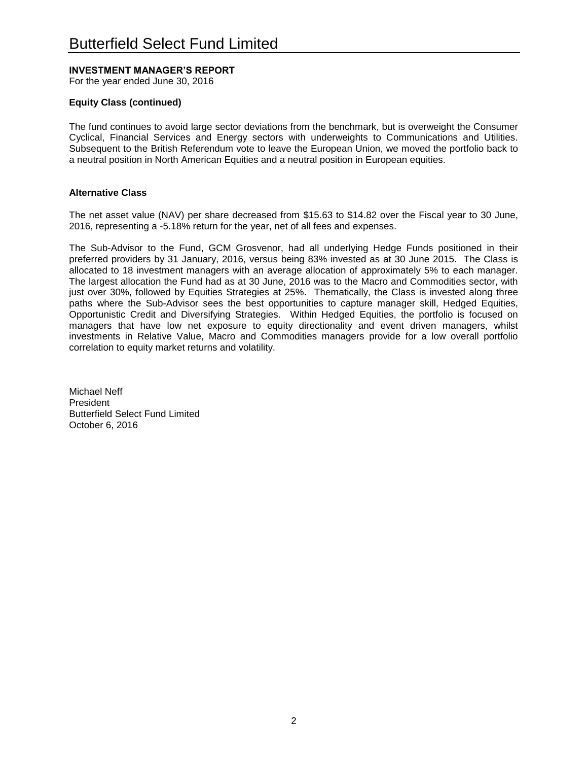# Butterfield Select Fund Limited

**INVESTMENT MANAGER'S REPORT**
For the year ended June 30, 2016

**Equity Class (continued)**

The fund continues to avoid large sector deviations from the benchmark, but is overweight the Consumer Cyclical, Financial Services and Energy sectors with underweights to Communications and Utilities. Subsequent to the British Referendum vote to leave the European Union, we moved the portfolio back to a neutral position in North American Equities and a neutral position in European equities.

**Alternative Class**

The net asset value (NAV) per share decreased from $15.63 to $14.82 over the Fiscal year to 30 June, 2016, representing a -5.18% return for the year, net of all fees and expenses.

The Sub-Advisor to the Fund, GCM Grosvenor, had all underlying Hedge Funds positioned in their preferred providers by 31 January, 2016, versus being 83% invested as at 30 June 2015. The Class is allocated to 18 investment managers with an average allocation of approximately 5% to each manager. The largest allocation the Fund had as at 30 June, 2016 was to the Macro and Commodities sector, with just over 30%, followed by Equities Strategies at 25%. Thematically, the Class is invested along three paths where the Sub-Advisor sees the best opportunities to capture manager skill, Hedged Equities, Opportunistic Credit and Diversifying Strategies. Within Hedged Equities, the portfolio is focused on managers that have low net exposure to equity directionality and event driven managers, whilst investments in Relative Value, Macro and Commodities managers provide for a low overall portfolio correlation to equity market returns and volatility.

Michael Neff
President
Butterfield Select Fund Limited
October 6, 2016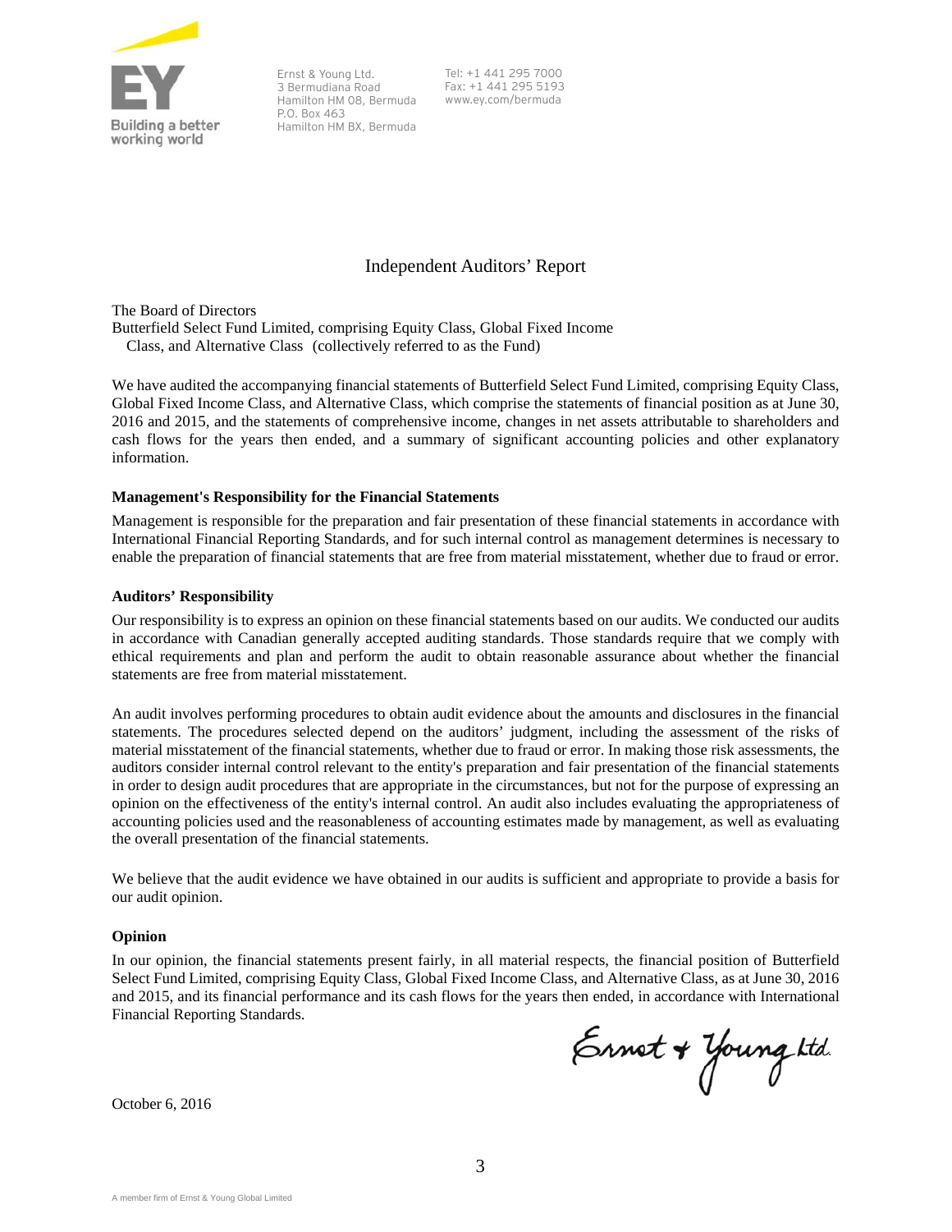Ernst & Young Ltd.
3 Bermudiana Road
Hamilton HM 08, Bermuda
P.O. Box 463
Hamilton HM BX, Bermuda

Tel: +1 441 295 7000
Fax: +1 441 295 5193
www.ey.com/bermuda

# Independent Auditors' Report

The Board of Directors
Butterfield Select Fund Limited, comprising Equity Class, Global Fixed Income Class, and Alternative Class (collectively referred to as the Fund)

We have audited the accompanying financial statements of Butterfield Select Fund Limited, comprising Equity Class, Global Fixed Income Class, and Alternative Class, which comprise the statements of financial position as at June 30, 2016 and 2015, and the statements of comprehensive income, changes in net assets attributable to shareholders and cash flows for the years then ended, and a summary of significant accounting policies and other explanatory information.

### Management's Responsibility for the Financial Statements

Management is responsible for the preparation and fair presentation of these financial statements in accordance with International Financial Reporting Standards, and for such internal control as management determines is necessary to enable the preparation of financial statements that are free from material misstatement, whether due to fraud or error.

### Auditors' Responsibility

Our responsibility is to express an opinion on these financial statements based on our audits. We conducted our audits in accordance with Canadian generally accepted auditing standards. Those standards require that we comply with ethical requirements and plan and perform the audit to obtain reasonable assurance about whether the financial statements are free from material misstatement.

An audit involves performing procedures to obtain audit evidence about the amounts and disclosures in the financial statements. The procedures selected depend on the auditors' judgment, including the assessment of the risks of material misstatement of the financial statements, whether due to fraud or error. In making those risk assessments, the auditors consider internal control relevant to the entity's preparation and fair presentation of the financial statements in order to design audit procedures that are appropriate in the circumstances, but not for the purpose of expressing an opinion on the effectiveness of the entity's internal control. An audit also includes evaluating the appropriateness of accounting policies used and the reasonableness of accounting estimates made by management, as well as evaluating the overall presentation of the financial statements.

We believe that the audit evidence we have obtained in our audits is sufficient and appropriate to provide a basis for our audit opinion.

### Opinion

In our opinion, the financial statements present fairly, in all material respects, the financial position of Butterfield Select Fund Limited, comprising Equity Class, Global Fixed Income Class, and Alternative Class, as at June 30, 2016 and 2015, and its financial performance and its cash flows for the years then ended, in accordance with International Financial Reporting Standards.

Ernst & Young Ltd.

October 6, 2016

A member firm of Ernst & Young Global Limited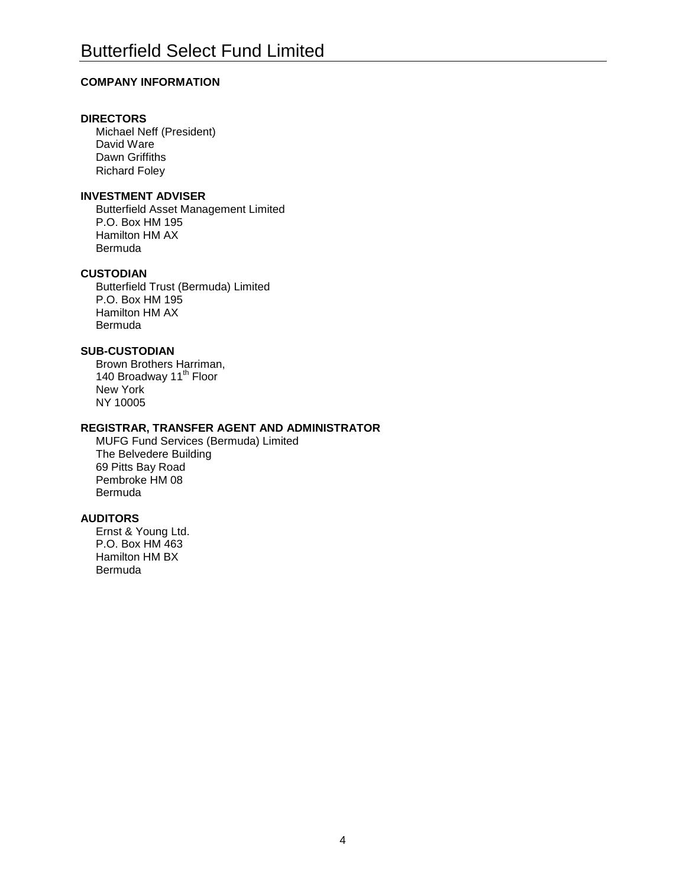# Butterfield Select Fund Limited

## COMPANY INFORMATION

### DIRECTORS

Michael Neff (President)
David Ware
Dawn Griffiths
Richard Foley

### INVESTMENT ADVISER

Butterfield Asset Management Limited
P.O. Box HM 195
Hamilton HM AX
Bermuda

### CUSTODIAN

Butterfield Trust (Bermuda) Limited
P.O. Box HM 195
Hamilton HM AX
Bermuda

### SUB-CUSTODIAN

Brown Brothers Harriman,
140 Broadway 11th Floor
New York
NY 10005

### REGISTRAR, TRANSFER AGENT AND ADMINISTRATOR

MUFG Fund Services (Bermuda) Limited
The Belvedere Building
69 Pitts Bay Road
Pembroke HM 08
Bermuda

### AUDITORS

Ernst & Young Ltd.
P.O. Box HM 463
Hamilton HM BX
Bermuda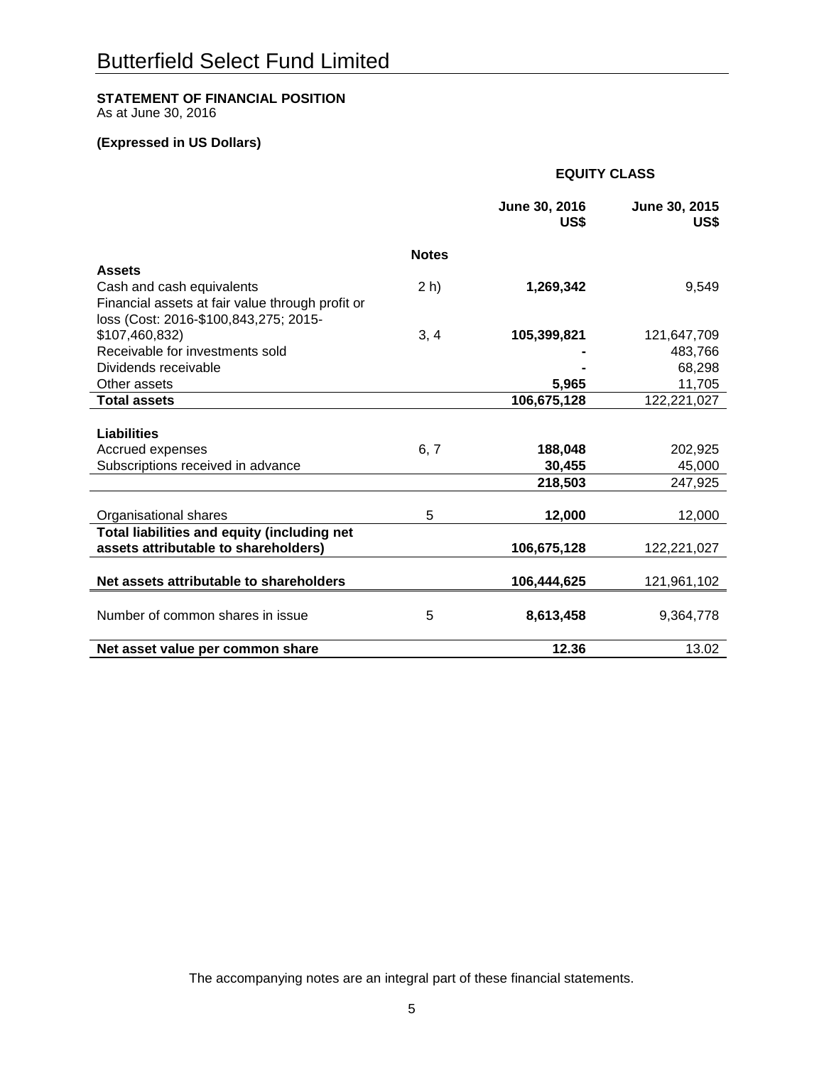# Butterfield Select Fund Limited

**STATEMENT OF FINANCIAL POSITION**
As at June 30, 2016

**(Expressed in US Dollars)**

| | | **EQUITY CLASS** | |
|---|---|---|---|
| | | **June 30, 2016 US$** | **June 30, 2015 US$** |
| | **Notes** | | |
| **Assets** | | | |
| Cash and cash equivalents | 2 h) | **1,269,342** | 9,549 |
| Financial assets at fair value through profit or loss (Cost: 2016-$100,843,275; 2015-$107,460,832) | 3, 4 | **105,399,821** | 121,647,709 |
| Receivable for investments sold | | **-** | 483,766 |
| Dividends receivable | | **-** | 68,298 |
| Other assets | | **5,965** | 11,705 |
| **Total assets** | | **106,675,128** | 122,221,027 |
| | | | |
| **Liabilities** | | | |
| Accrued expenses | 6, 7 | **188,048** | 202,925 |
| Subscriptions received in advance | | **30,455** | 45,000 |
| | | **218,503** | 247,925 |
| | | | |
| Organisational shares | 5 | **12,000** | 12,000 |
| **Total liabilities and equity (including net assets attributable to shareholders)** | | **106,675,128** | 122,221,027 |
| | | | |
| **Net assets attributable to shareholders** | | **106,444,625** | 121,961,102 |
| | | | |
| Number of common shares in issue | 5 | **8,613,458** | 9,364,778 |
| | | | |
| **Net asset value per common share** | | **12.36** | 13.02 |

The accompanying notes are an integral part of these financial statements.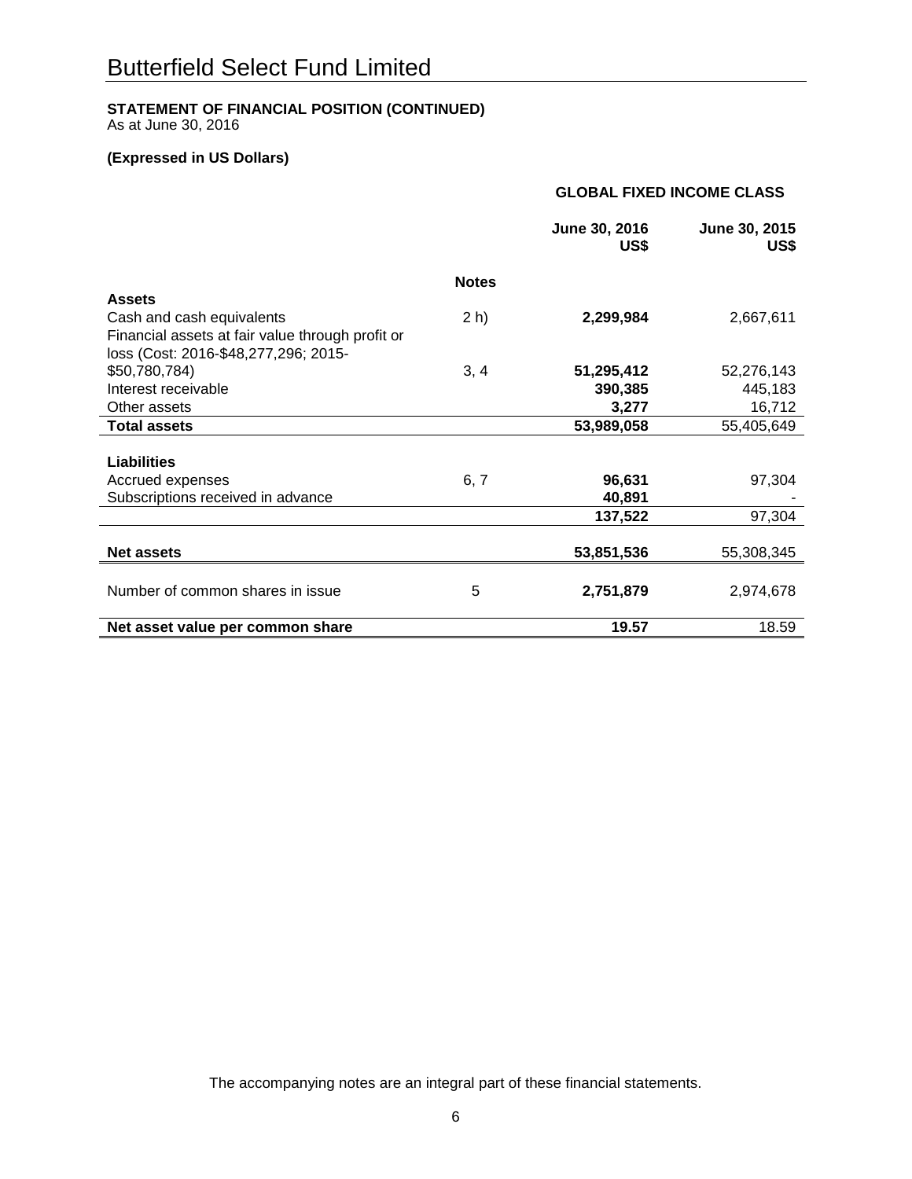# Butterfield Select Fund Limited

**STATEMENT OF FINANCIAL POSITION (CONTINUED)**
As at June 30, 2016

**(Expressed in US Dollars)**

| | | **GLOBAL FIXED INCOME CLASS** | |
|---|---|---|---|
| | | **June 30, 2016 US$** | **June 30, 2015 US$** |
| | **Notes** | | |
| **Assets** | | | |
| Cash and cash equivalents | 2 h) | **2,299,984** | 2,667,611 |
| Financial assets at fair value through profit or loss (Cost: 2016-$48,277,296; 2015-$50,780,784) | 3, 4 | **51,295,412** | 52,276,143 |
| Interest receivable | | **390,385** | 445,183 |
| Other assets | | **3,277** | 16,712 |
| **Total assets** | | **53,989,058** | 55,405,649 |
| **Liabilities** | | | |
| Accrued expenses | 6, 7 | **96,631** | 97,304 |
| Subscriptions received in advance | | **40,891** | - |
| | | **137,522** | 97,304 |
| **Net assets** | | **53,851,536** | 55,308,345 |
| Number of common shares in issue | 5 | **2,751,879** | 2,974,678 |
| **Net asset value per common share** | | **19.57** | 18.59 |

The accompanying notes are an integral part of these financial statements.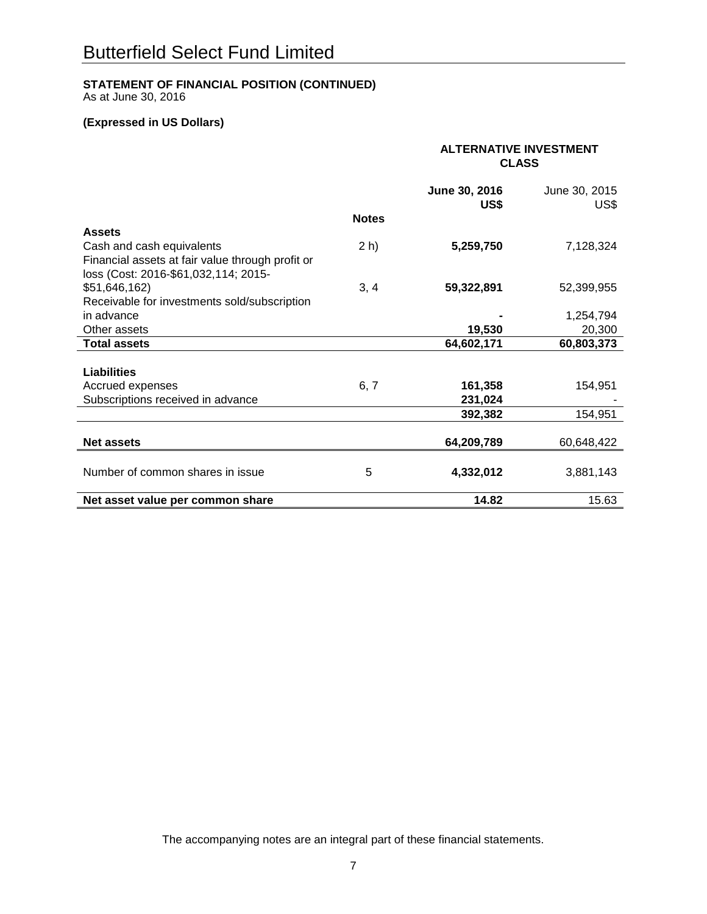# Butterfield Select Fund Limited

**STATEMENT OF FINANCIAL POSITION (CONTINUED)**
As at June 30, 2016

**(Expressed in US Dollars)**

| | | ALTERNATIVE INVESTMENT CLASS | |
|---|---|---|---|
| | | **June 30, 2016 US$** | June 30, 2015 US$ |
| | **Notes** | | |
| **Assets** | | | |
| Cash and cash equivalents | 2 h) | **5,259,750** | 7,128,324 |
| Financial assets at fair value through profit or loss (Cost: 2016-$61,032,114; 2015-$51,646,162) | 3, 4 | **59,322,891** | 52,399,955 |
| Receivable for investments sold/subscription in advance | | **-** | 1,254,794 |
| Other assets | | **19,530** | 20,300 |
| **Total assets** | | **64,602,171** | **60,803,373** |
| **Liabilities** | | | |
| Accrued expenses | 6, 7 | **161,358** | 154,951 |
| Subscriptions received in advance | | **231,024** | - |
| | | **392,382** | 154,951 |
| **Net assets** | | **64,209,789** | 60,648,422 |
| Number of common shares in issue | 5 | **4,332,012** | 3,881,143 |
| **Net asset value per common share** | | **14.82** | 15.63 |

The accompanying notes are an integral part of these financial statements.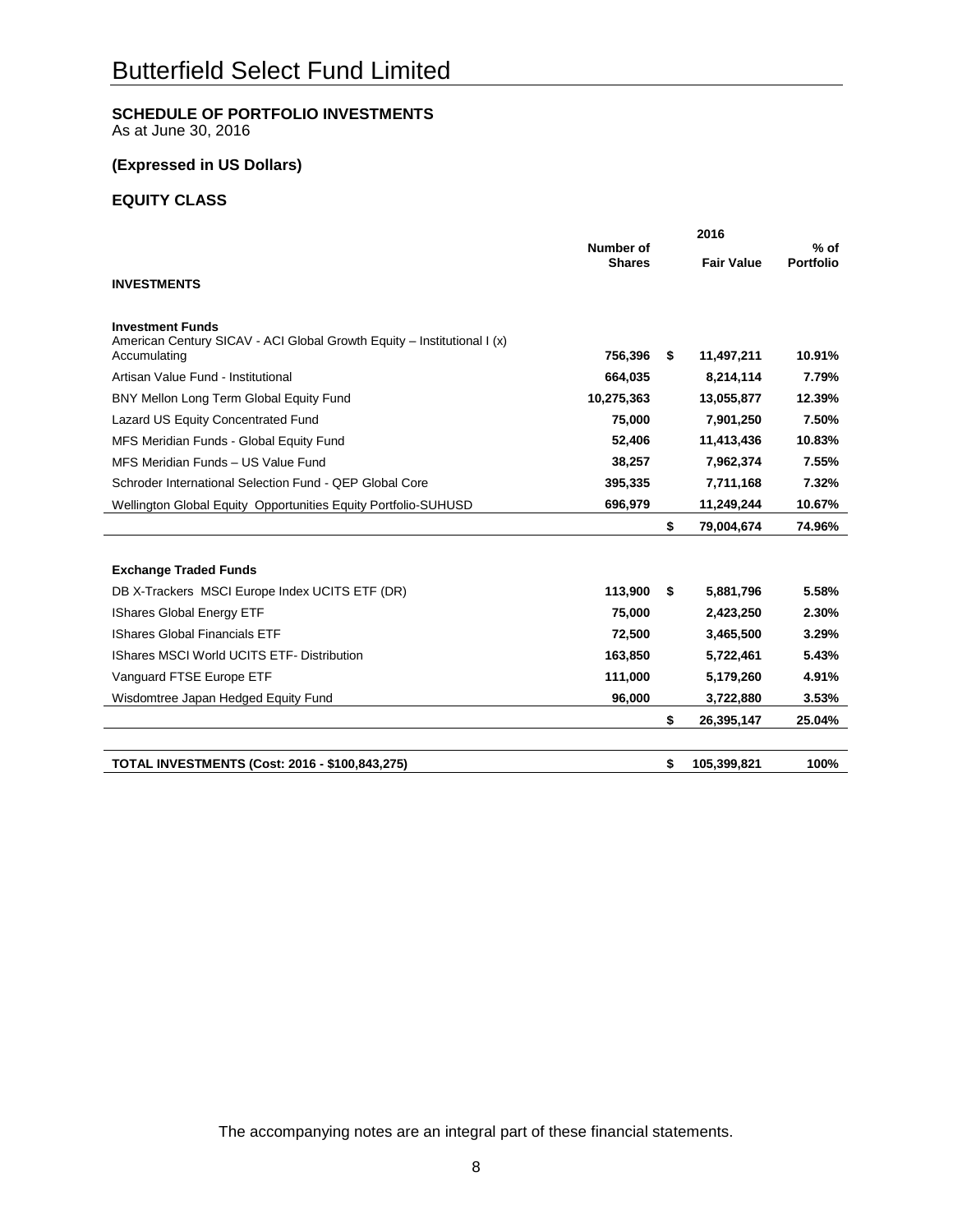# Butterfield Select Fund Limited

**SCHEDULE OF PORTFOLIO INVESTMENTS**
As at June 30, 2016

**(Expressed in US Dollars)**

**EQUITY CLASS**

| | 2016 | | |
|---|---|---|---|
| | **Number of Shares** | **Fair Value** | **% of Portfolio** |
| **INVESTMENTS** | | | |
| **Investment Funds** | | | |
| American Century SICAV - ACI Global Growth Equity – Institutional I (x) Accumulating | **756,396** | **$ 11,497,211** | **10.91%** |
| Artisan Value Fund - Institutional | **664,035** | **8,214,114** | **7.79%** |
| BNY Mellon Long Term Global Equity Fund | **10,275,363** | **13,055,877** | **12.39%** |
| Lazard US Equity Concentrated Fund | **75,000** | **7,901,250** | **7.50%** |
| MFS Meridian Funds - Global Equity Fund | **52,406** | **11,413,436** | **10.83%** |
| MFS Meridian Funds – US Value Fund | **38,257** | **7,962,374** | **7.55%** |
| Schroder International Selection Fund - QEP Global Core | **395,335** | **7,711,168** | **7.32%** |
| Wellington Global Equity Opportunities Equity Portfolio-SUHUSD | **696,979** | **11,249,244** | **10.67%** |
| | | **$ 79,004,674** | **74.96%** |
| **Exchange Traded Funds** | | | |
| DB X-Trackers MSCI Europe Index UCITS ETF (DR) | **113,900** | **$ 5,881,796** | **5.58%** |
| IShares Global Energy ETF | **75,000** | **2,423,250** | **2.30%** |
| IShares Global Financials ETF | **72,500** | **3,465,500** | **3.29%** |
| IShares MSCI World UCITS ETF- Distribution | **163,850** | **5,722,461** | **5.43%** |
| Vanguard FTSE Europe ETF | **111,000** | **5,179,260** | **4.91%** |
| Wisdomtree Japan Hedged Equity Fund | **96,000** | **3,722,880** | **3.53%** |
| | | **$ 26,395,147** | **25.04%** |
| **TOTAL INVESTMENTS (Cost: 2016 - $100,843,275)** | | **$ 105,399,821** | **100%** |

The accompanying notes are an integral part of these financial statements.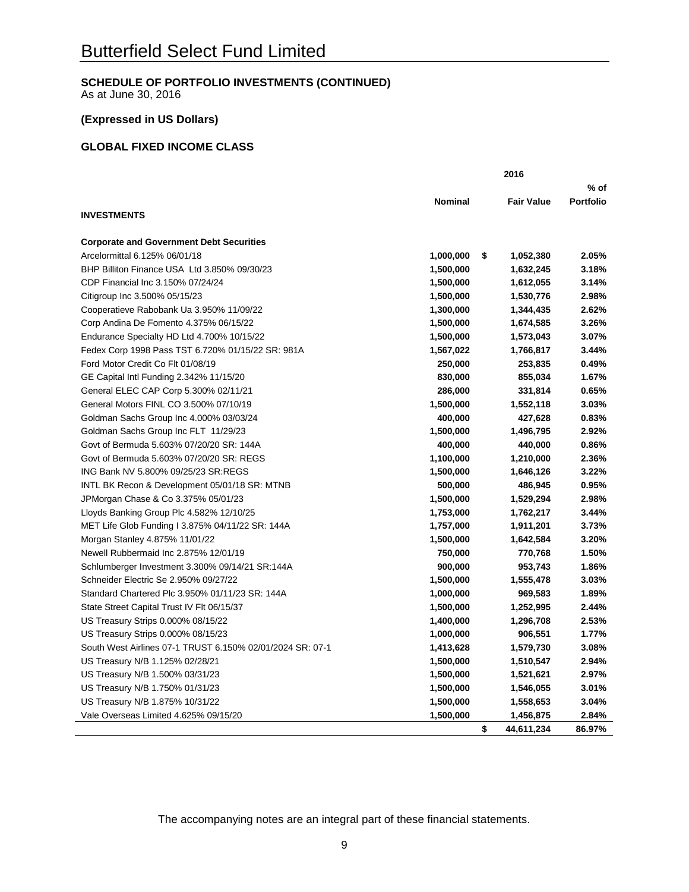# Butterfield Select Fund Limited

**SCHEDULE OF PORTFOLIO INVESTMENTS (CONTINUED)**
As at June 30, 2016

**(Expressed in US Dollars)**

**GLOBAL FIXED INCOME CLASS**

| | | 2016 | |
|---|---|---|---|
| **INVESTMENTS** | **Nominal** | **Fair Value** | **% of Portfolio** |
| **Corporate and Government Debt Securities** | | | |
| Arcelormittal 6.125% 06/01/18 | 1,000,000 | $ 1,052,380 | 2.05% |
| BHP Billiton Finance USA Ltd 3.850% 09/30/23 | 1,500,000 | 1,632,245 | 3.18% |
| CDP Financial Inc 3.150% 07/24/24 | 1,500,000 | 1,612,055 | 3.14% |
| Citigroup Inc 3.500% 05/15/23 | 1,500,000 | 1,530,776 | 2.98% |
| Cooperatieve Rabobank Ua 3.950% 11/09/22 | 1,300,000 | 1,344,435 | 2.62% |
| Corp Andina De Fomento 4.375% 06/15/22 | 1,500,000 | 1,674,585 | 3.26% |
| Endurance Specialty HD Ltd 4.700% 10/15/22 | 1,500,000 | 1,573,043 | 3.07% |
| Fedex Corp 1998 Pass TST 6.720% 01/15/22 SR: 981A | 1,567,022 | 1,766,817 | 3.44% |
| Ford Motor Credit Co Flt 01/08/19 | 250,000 | 253,835 | 0.49% |
| GE Capital Intl Funding 2.342% 11/15/20 | 830,000 | 855,034 | 1.67% |
| General ELEC CAP Corp 5.300% 02/11/21 | 286,000 | 331,814 | 0.65% |
| General Motors FINL CO 3.500% 07/10/19 | 1,500,000 | 1,552,118 | 3.03% |
| Goldman Sachs Group Inc 4.000% 03/03/24 | 400,000 | 427,628 | 0.83% |
| Goldman Sachs Group Inc FLT 11/29/23 | 1,500,000 | 1,496,795 | 2.92% |
| Govt of Bermuda 5.603% 07/20/20 SR: 144A | 400,000 | 440,000 | 0.86% |
| Govt of Bermuda 5.603% 07/20/20 SR: REGS | 1,100,000 | 1,210,000 | 2.36% |
| ING Bank NV 5.800% 09/25/23 SR:REGS | 1,500,000 | 1,646,126 | 3.22% |
| INTL BK Recon & Development 05/01/18 SR: MTNB | 500,000 | 486,945 | 0.95% |
| JPMorgan Chase & Co 3.375% 05/01/23 | 1,500,000 | 1,529,294 | 2.98% |
| Lloyds Banking Group Plc 4.582% 12/10/25 | 1,753,000 | 1,762,217 | 3.44% |
| MET Life Glob Funding I 3.875% 04/11/22 SR: 144A | 1,757,000 | 1,911,201 | 3.73% |
| Morgan Stanley 4.875% 11/01/22 | 1,500,000 | 1,642,584 | 3.20% |
| Newell Rubbermaid Inc 2.875% 12/01/19 | 750,000 | 770,768 | 1.50% |
| Schlumberger Investment 3.300% 09/14/21 SR:144A | 900,000 | 953,743 | 1.86% |
| Schneider Electric Se 2.950% 09/27/22 | 1,500,000 | 1,555,478 | 3.03% |
| Standard Chartered Plc 3.950% 01/11/23 SR: 144A | 1,000,000 | 969,583 | 1.89% |
| State Street Capital Trust IV Flt 06/15/37 | 1,500,000 | 1,252,995 | 2.44% |
| US Treasury Strips 0.000% 08/15/22 | 1,400,000 | 1,296,708 | 2.53% |
| US Treasury Strips 0.000% 08/15/23 | 1,000,000 | 906,551 | 1.77% |
| South West Airlines 07-1 TRUST 6.150% 02/01/2024 SR: 07-1 | 1,413,628 | 1,579,730 | 3.08% |
| US Treasury N/B 1.125% 02/28/21 | 1,500,000 | 1,510,547 | 2.94% |
| US Treasury N/B 1.500% 03/31/23 | 1,500,000 | 1,521,621 | 2.97% |
| US Treasury N/B 1.750% 01/31/23 | 1,500,000 | 1,546,055 | 3.01% |
| US Treasury N/B 1.875% 10/31/22 | 1,500,000 | 1,558,653 | 3.04% |
| Vale Overseas Limited 4.625% 09/15/20 | 1,500,000 | 1,456,875 | 2.84% |
| | | $ 44,611,234 | 86.97% |

The accompanying notes are an integral part of these financial statements.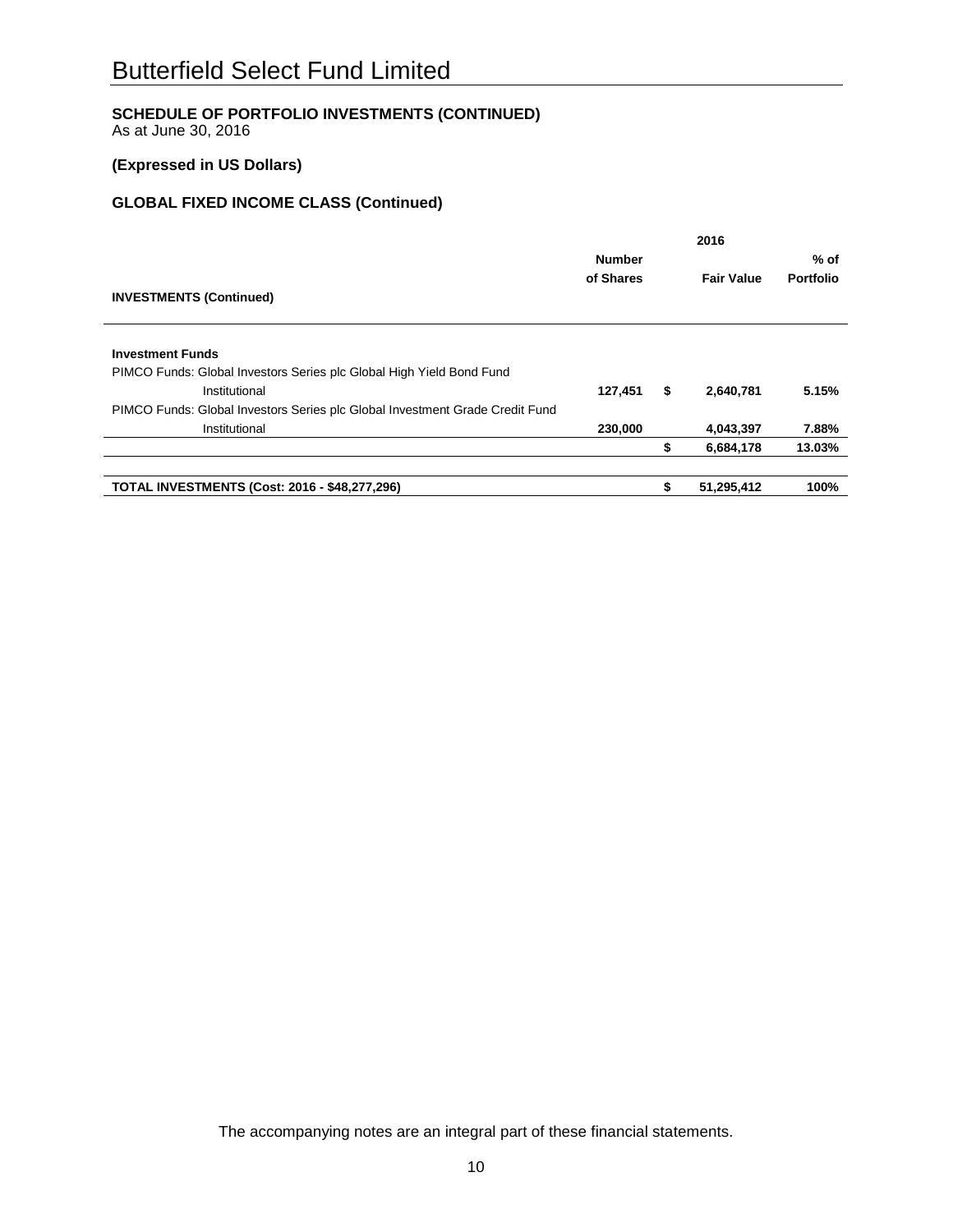# Butterfield Select Fund Limited

**SCHEDULE OF PORTFOLIO INVESTMENTS (CONTINUED)**
As at June 30, 2016

**(Expressed in US Dollars)**

**GLOBAL FIXED INCOME CLASS (Continued)**

| | 2016 | | | |
|---|---|---|---|---|
| **INVESTMENTS (Continued)** | **Number of Shares** | | **Fair Value** | **% of Portfolio** |
| **Investment Funds** | | | | |
| PIMCO Funds: Global Investors Series plc Global High Yield Bond Fund Institutional | **127,451** | **$** | **2,640,781** | **5.15%** |
| PIMCO Funds: Global Investors Series plc Global Investment Grade Credit Fund Institutional | **230,000** | | **4,043,397** | **7.88%** |
| | | **$** | **6,684,178** | **13.03%** |
| **TOTAL INVESTMENTS (Cost: 2016 - $48,277,296)** | | **$** | **51,295,412** | **100%** |

The accompanying notes are an integral part of these financial statements.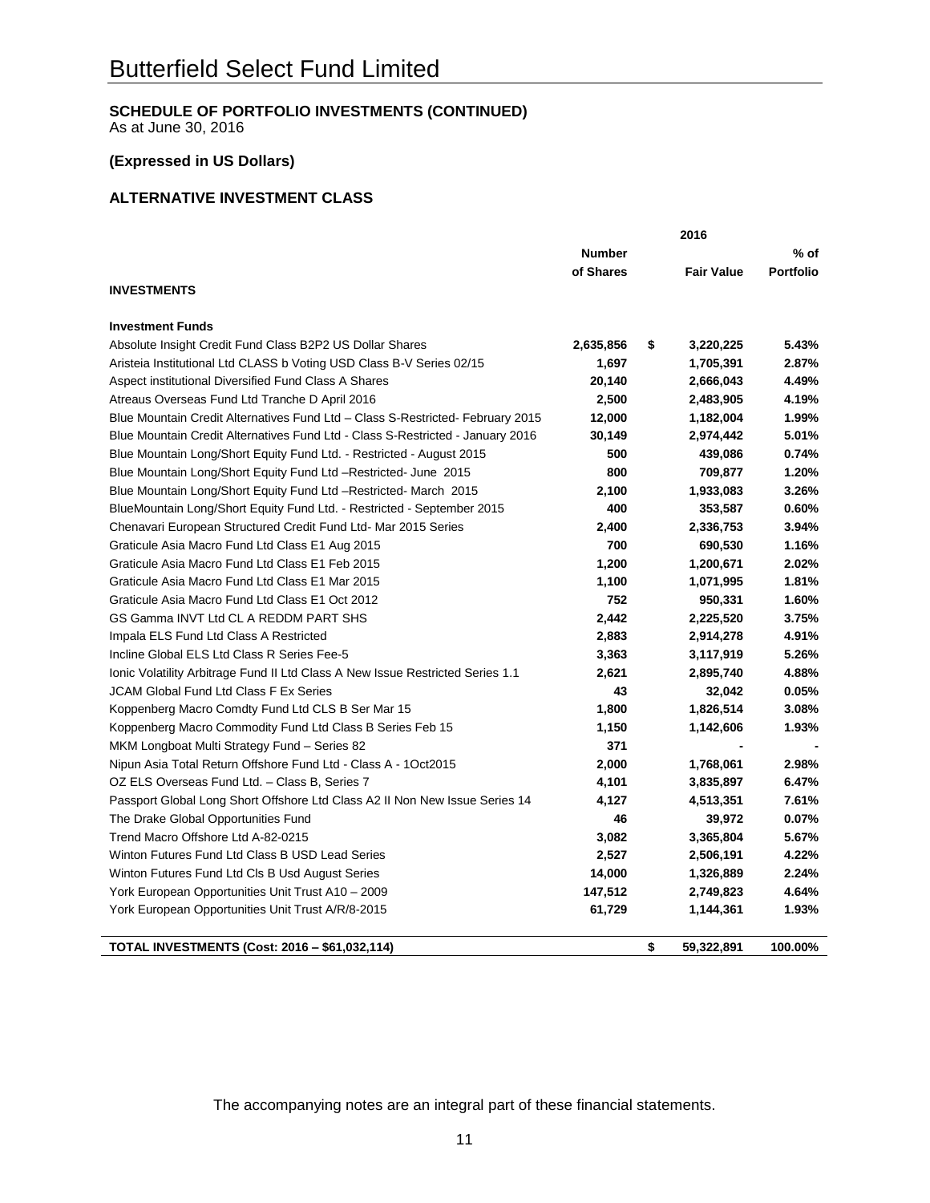# Butterfield Select Fund Limited

**SCHEDULE OF PORTFOLIO INVESTMENTS (CONTINUED)**
As at June 30, 2016

**(Expressed in US Dollars)**

**ALTERNATIVE INVESTMENT CLASS**

| | 2016 | | | |
|---|---|---|---|---|
| **INVESTMENTS** | **Number of Shares** | | **Fair Value** | **% of Portfolio** |
| **Investment Funds** | | | | |
| Absolute Insight Credit Fund Class B2P2 US Dollar Shares | **2,635,856** | **$** | **3,220,225** | **5.43%** |
| Aristeia Institutional Ltd CLASS b Voting USD Class B-V Series 02/15 | **1,697** | | **1,705,391** | **2.87%** |
| Aspect institutional Diversified Fund Class A Shares | **20,140** | | **2,666,043** | **4.49%** |
| Atreaus Overseas Fund Ltd Tranche D April 2016 | **2,500** | | **2,483,905** | **4.19%** |
| Blue Mountain Credit Alternatives Fund Ltd – Class S-Restricted- February 2015 | **12,000** | | **1,182,004** | **1.99%** |
| Blue Mountain Credit Alternatives Fund Ltd - Class S-Restricted - January 2016 | **30,149** | | **2,974,442** | **5.01%** |
| Blue Mountain Long/Short Equity Fund Ltd. - Restricted - August 2015 | **500** | | **439,086** | **0.74%** |
| Blue Mountain Long/Short Equity Fund Ltd –Restricted- June 2015 | **800** | | **709,877** | **1.20%** |
| Blue Mountain Long/Short Equity Fund Ltd –Restricted- March 2015 | **2,100** | | **1,933,083** | **3.26%** |
| BlueMountain Long/Short Equity Fund Ltd. - Restricted - September 2015 | **400** | | **353,587** | **0.60%** |
| Chenavari European Structured Credit Fund Ltd- Mar 2015 Series | **2,400** | | **2,336,753** | **3.94%** |
| Graticule Asia Macro Fund Ltd Class E1 Aug 2015 | **700** | | **690,530** | **1.16%** |
| Graticule Asia Macro Fund Ltd Class E1 Feb 2015 | **1,200** | | **1,200,671** | **2.02%** |
| Graticule Asia Macro Fund Ltd Class E1 Mar 2015 | **1,100** | | **1,071,995** | **1.81%** |
| Graticule Asia Macro Fund Ltd Class E1 Oct 2012 | **752** | | **950,331** | **1.60%** |
| GS Gamma INVT Ltd CL A REDDM PART SHS | **2,442** | | **2,225,520** | **3.75%** |
| Impala ELS Fund Ltd Class A Restricted | **2,883** | | **2,914,278** | **4.91%** |
| Incline Global ELS Ltd Class R Series Fee-5 | **3,363** | | **3,117,919** | **5.26%** |
| Ionic Volatility Arbitrage Fund II Ltd Class A New Issue Restricted Series 1.1 | **2,621** | | **2,895,740** | **4.88%** |
| JCAM Global Fund Ltd Class F Ex Series | **43** | | **32,042** | **0.05%** |
| Koppenberg Macro Comdty Fund Ltd CLS B Ser Mar 15 | **1,800** | | **1,826,514** | **3.08%** |
| Koppenberg Macro Commodity Fund Ltd Class B Series Feb 15 | **1,150** | | **1,142,606** | **1.93%** |
| MKM Longboat Multi Strategy Fund – Series 82 | **371** | | **-** | **-** |
| Nipun Asia Total Return Offshore Fund Ltd - Class A - 1Oct2015 | **2,000** | | **1,768,061** | **2.98%** |
| OZ ELS Overseas Fund Ltd. – Class B, Series 7 | **4,101** | | **3,835,897** | **6.47%** |
| Passport Global Long Short Offshore Ltd Class A2 II Non New Issue Series 14 | **4,127** | | **4,513,351** | **7.61%** |
| The Drake Global Opportunities Fund | **46** | | **39,972** | **0.07%** |
| Trend Macro Offshore Ltd A-82-0215 | **3,082** | | **3,365,804** | **5.67%** |
| Winton Futures Fund Ltd Class B USD Lead Series | **2,527** | | **2,506,191** | **4.22%** |
| Winton Futures Fund Ltd Cls B Usd August Series | **14,000** | | **1,326,889** | **2.24%** |
| York European Opportunities Unit Trust A10 – 2009 | **147,512** | | **2,749,823** | **4.64%** |
| York European Opportunities Unit Trust A/R/8-2015 | **61,729** | | **1,144,361** | **1.93%** |
| **TOTAL INVESTMENTS (Cost: 2016 – $61,032,114)** | | **$** | **59,322,891** | **100.00%** |

The accompanying notes are an integral part of these financial statements.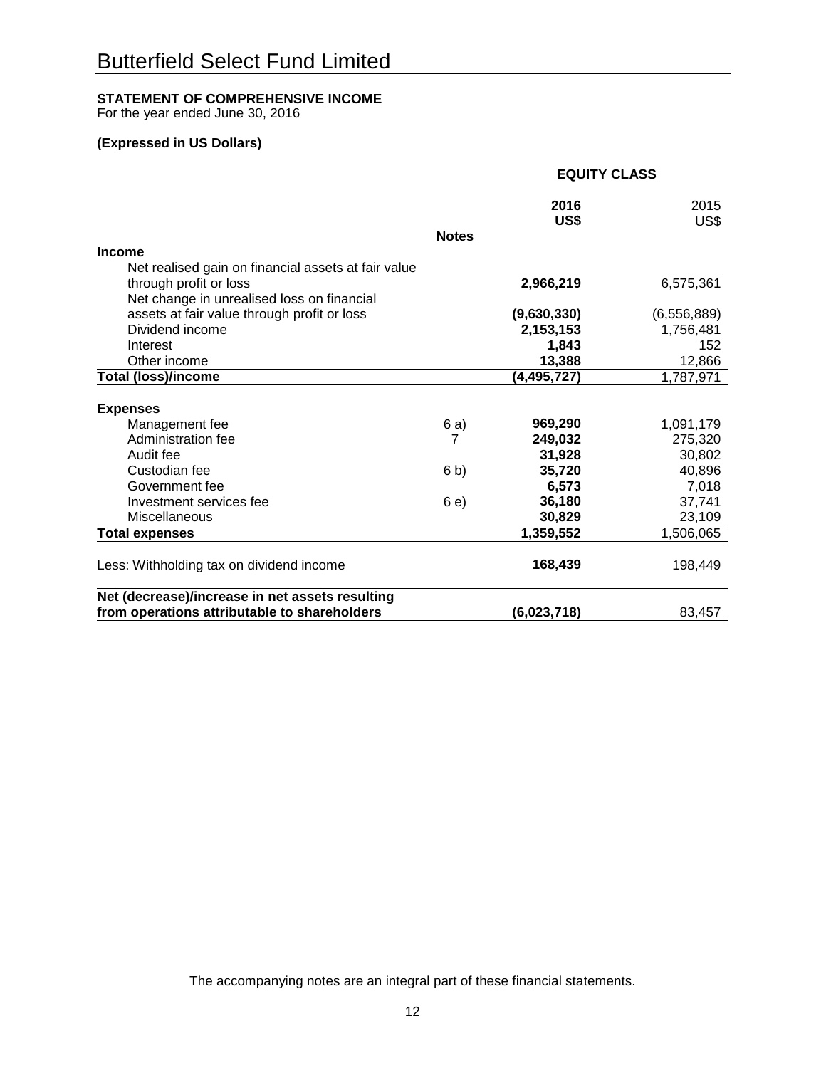# Butterfield Select Fund Limited

**STATEMENT OF COMPREHENSIVE INCOME**
For the year ended June 30, 2016

**(Expressed in US Dollars)**

| | | **EQUITY CLASS** | |
|---|---|---|---|
| | **Notes** | **2016 US$** | 2015 US$ |
| **Income** | | | |
| Net realised gain on financial assets at fair value through profit or loss | | **2,966,219** | 6,575,361 |
| Net change in unrealised loss on financial assets at fair value through profit or loss | | **(9,630,330)** | (6,556,889) |
| Dividend income | | **2,153,153** | 1,756,481 |
| Interest | | **1,843** | 152 |
| Other income | | **13,388** | 12,866 |
| **Total (loss)/income** | | **(4,495,727)** | 1,787,971 |
| **Expenses** | | | |
| Management fee | 6 a) | **969,290** | 1,091,179 |
| Administration fee | 7 | **249,032** | 275,320 |
| Audit fee | | **31,928** | 30,802 |
| Custodian fee | 6 b) | **35,720** | 40,896 |
| Government fee | | **6,573** | 7,018 |
| Investment services fee | 6 e) | **36,180** | 37,741 |
| Miscellaneous | | **30,829** | 23,109 |
| **Total expenses** | | **1,359,552** | 1,506,065 |
| Less: Withholding tax on dividend income | | **168,439** | 198,449 |
| **Net (decrease)/increase in net assets resulting from operations attributable to shareholders** | | **(6,023,718)** | 83,457 |

The accompanying notes are an integral part of these financial statements.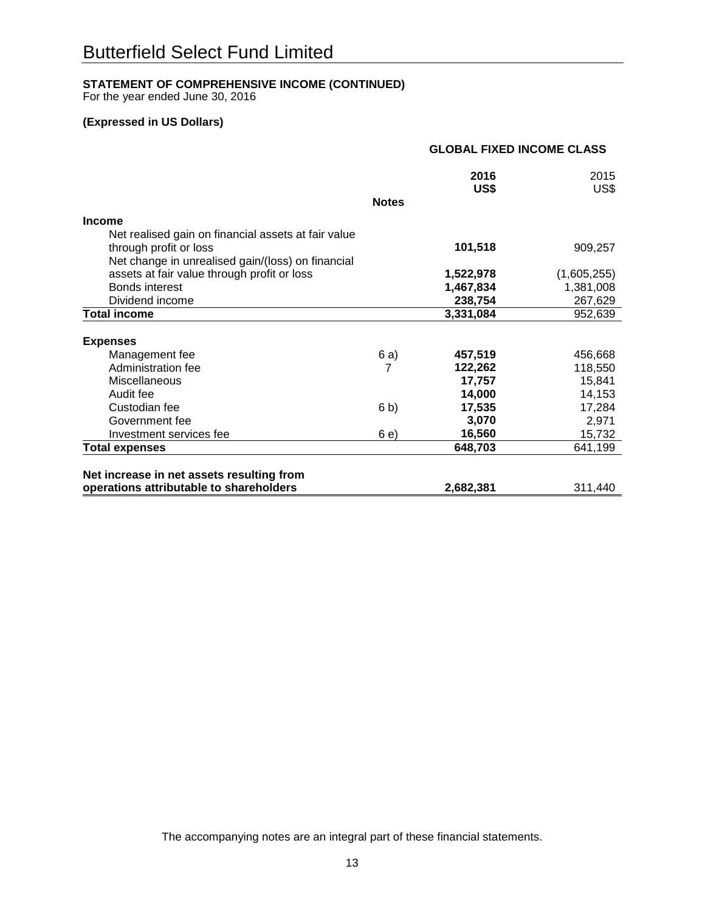# Butterfield Select Fund Limited

**STATEMENT OF COMPREHENSIVE INCOME (CONTINUED)**
For the year ended June 30, 2016

**(Expressed in US Dollars)**

| | Notes | **GLOBAL FIXED INCOME CLASS** | |
|---|---|---|---|
| | | **2016 US$** | 2015 US$ |
| **Income** | | | |
| Net realised gain on financial assets at fair value through profit or loss | | **101,518** | 909,257 |
| Net change in unrealised gain/(loss) on financial assets at fair value through profit or loss | | **1,522,978** | (1,605,255) |
| Bonds interest | | **1,467,834** | 1,381,008 |
| Dividend income | | **238,754** | 267,629 |
| **Total income** | | **3,331,084** | 952,639 |
| **Expenses** | | | |
| Management fee | 6 a) | **457,519** | 456,668 |
| Administration fee | 7 | **122,262** | 118,550 |
| Miscellaneous | | **17,757** | 15,841 |
| Audit fee | | **14,000** | 14,153 |
| Custodian fee | 6 b) | **17,535** | 17,284 |
| Government fee | | **3,070** | 2,971 |
| Investment services fee | 6 e) | **16,560** | 15,732 |
| **Total expenses** | | **648,703** | 641,199 |
| **Net increase in net assets resulting from operations attributable to shareholders** | | **2,682,381** | 311,440 |

The accompanying notes are an integral part of these financial statements.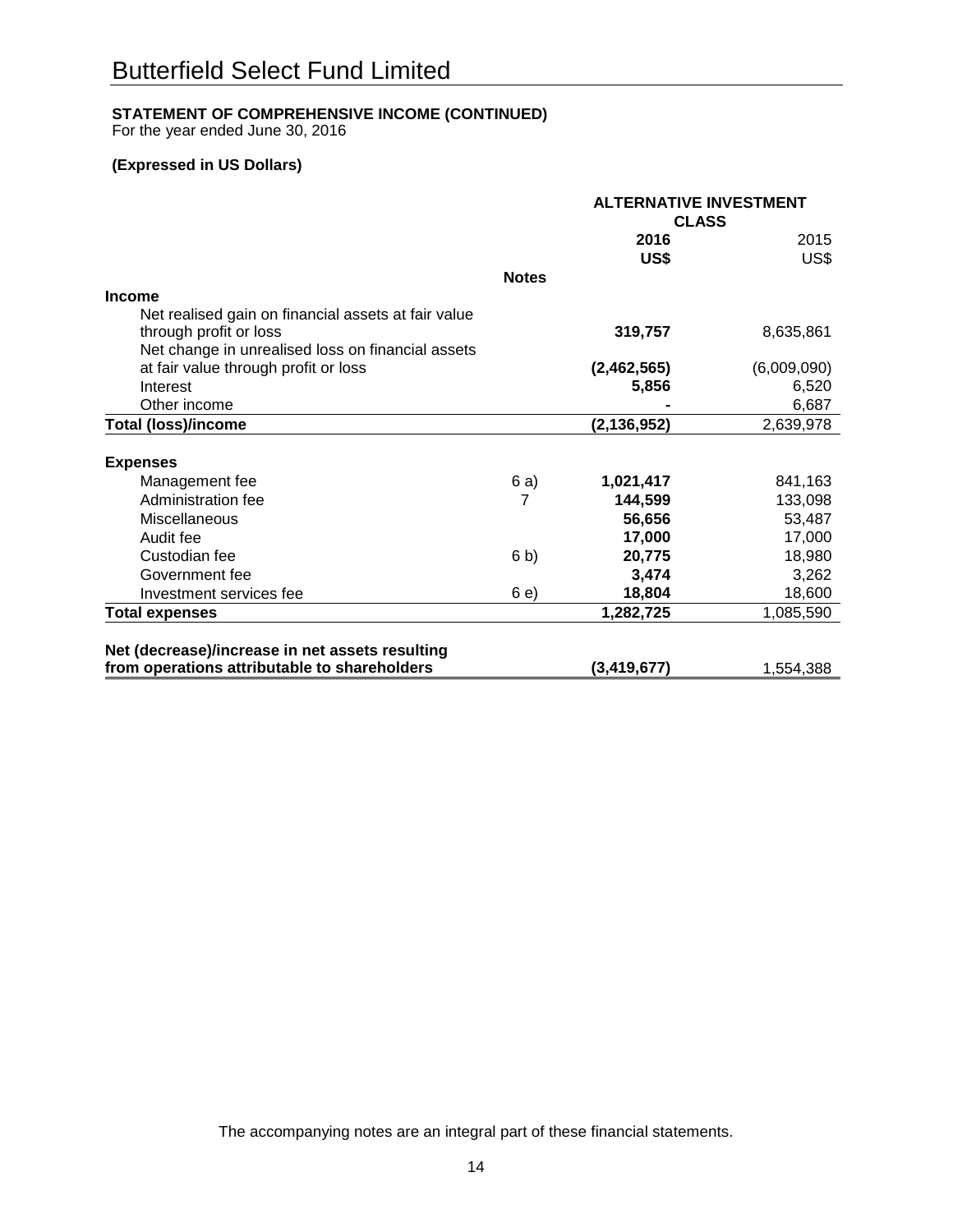# Butterfield Select Fund Limited

**STATEMENT OF COMPREHENSIVE INCOME (CONTINUED)**
For the year ended June 30, 2016

**(Expressed in US Dollars)**

| | Notes | ALTERNATIVE INVESTMENT CLASS | |
|---|---|---|---|
| | | **2016** | 2015 |
| | | **US$** | US$ |
| **Income** | | | |
| Net realised gain on financial assets at fair value through profit or loss | | **319,757** | 8,635,861 |
| Net change in unrealised loss on financial assets at fair value through profit or loss | | **(2,462,565)** | (6,009,090) |
| Interest | | **5,856** | 6,520 |
| Other income | | **-** | 6,687 |
| **Total (loss)/income** | | **(2,136,952)** | 2,639,978 |
| | | | |
| **Expenses** | | | |
| Management fee | 6 a) | **1,021,417** | 841,163 |
| Administration fee | 7 | **144,599** | 133,098 |
| Miscellaneous | | **56,656** | 53,487 |
| Audit fee | | **17,000** | 17,000 |
| Custodian fee | 6 b) | **20,775** | 18,980 |
| Government fee | | **3,474** | 3,262 |
| Investment services fee | 6 e) | **18,804** | 18,600 |
| **Total expenses** | | **1,282,725** | 1,085,590 |
| | | | |
| **Net (decrease)/increase in net assets resulting from operations attributable to shareholders** | | **(3,419,677)** | 1,554,388 |

The accompanying notes are an integral part of these financial statements.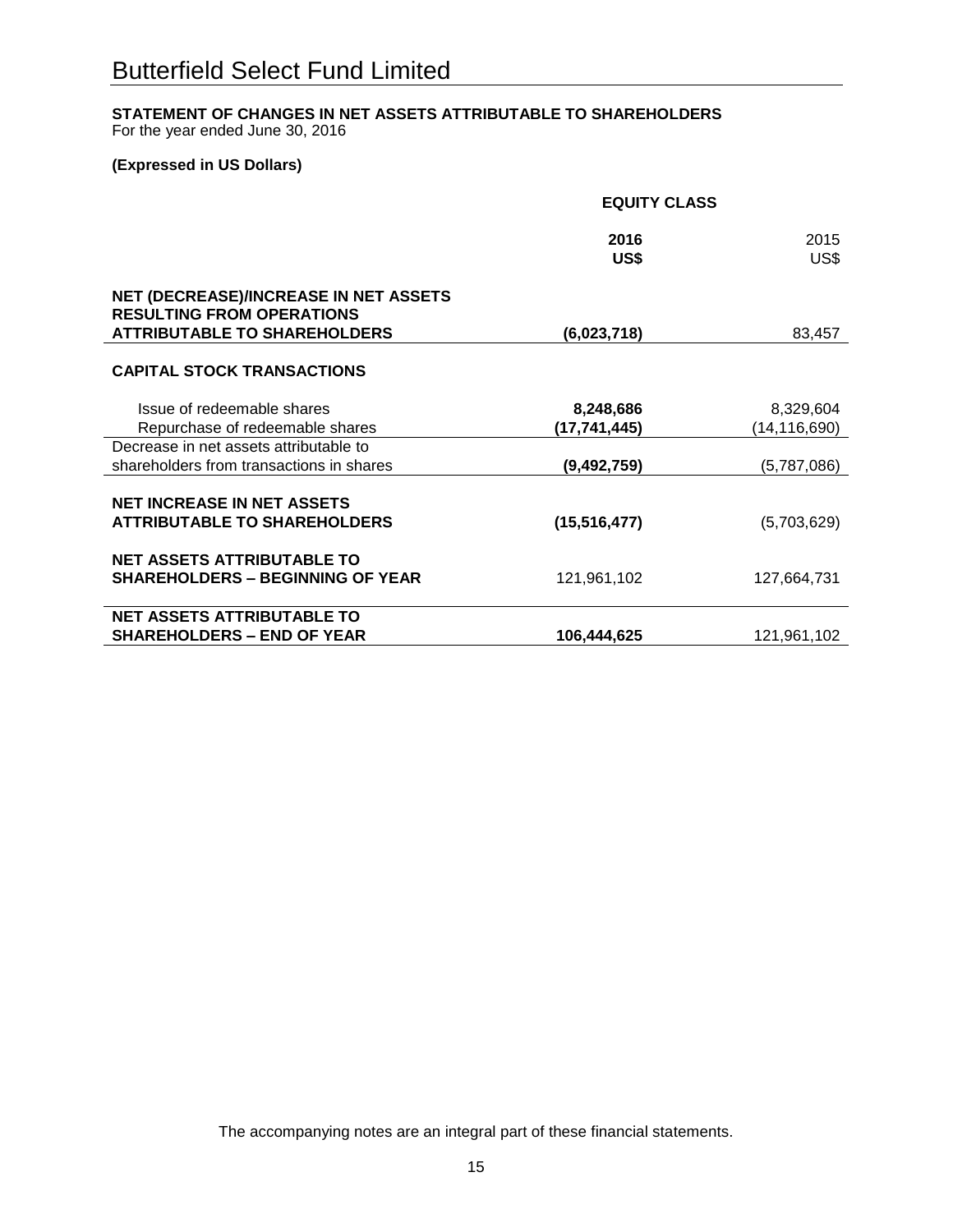# Butterfield Select Fund Limited

**STATEMENT OF CHANGES IN NET ASSETS ATTRIBUTABLE TO SHAREHOLDERS**
For the year ended June 30, 2016

**(Expressed in US Dollars)**

| | **EQUITY CLASS** | |
|---|---|---|
| | **2016** **US$** | 2015 US$ |
| **NET (DECREASE)/INCREASE IN NET ASSETS RESULTING FROM OPERATIONS ATTRIBUTABLE TO SHAREHOLDERS** | **(6,023,718)** | 83,457 |
| **CAPITAL STOCK TRANSACTIONS** | | |
| Issue of redeemable shares | **8,248,686** | 8,329,604 |
| Repurchase of redeemable shares | **(17,741,445)** | (14,116,690) |
| Decrease in net assets attributable to shareholders from transactions in shares | **(9,492,759)** | (5,787,086) |
| **NET INCREASE IN NET ASSETS ATTRIBUTABLE TO SHAREHOLDERS** | **(15,516,477)** | (5,703,629) |
| **NET ASSETS ATTRIBUTABLE TO SHAREHOLDERS – BEGINNING OF YEAR** | 121,961,102 | 127,664,731 |
| **NET ASSETS ATTRIBUTABLE TO SHAREHOLDERS – END OF YEAR** | **106,444,625** | 121,961,102 |

The accompanying notes are an integral part of these financial statements.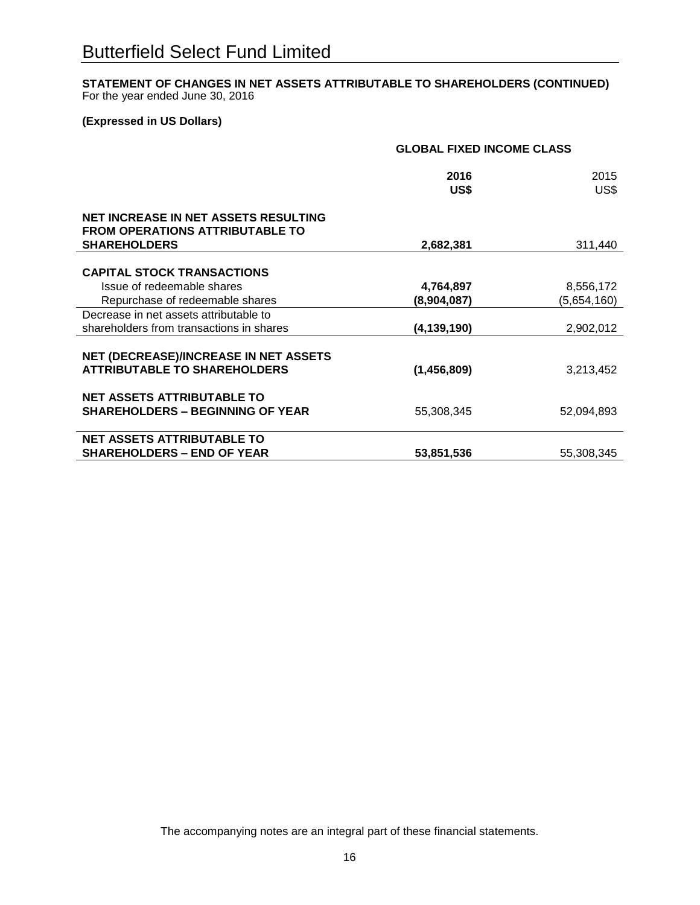# Butterfield Select Fund Limited

**STATEMENT OF CHANGES IN NET ASSETS ATTRIBUTABLE TO SHAREHOLDERS (CONTINUED)**
For the year ended June 30, 2016

**(Expressed in US Dollars)**

| | **GLOBAL FIXED INCOME CLASS** | |
|---|---|---|
| | **2016** **US$** | 2015 US$ |
| **NET INCREASE IN NET ASSETS RESULTING FROM OPERATIONS ATTRIBUTABLE TO SHAREHOLDERS** | **2,682,381** | 311,440 |
| **CAPITAL STOCK TRANSACTIONS** | | |
| Issue of redeemable shares | **4,764,897** | 8,556,172 |
| Repurchase of redeemable shares | **(8,904,087)** | (5,654,160) |
| Decrease in net assets attributable to shareholders from transactions in shares | **(4,139,190)** | 2,902,012 |
| **NET (DECREASE)/INCREASE IN NET ASSETS ATTRIBUTABLE TO SHAREHOLDERS** | **(1,456,809)** | 3,213,452 |
| **NET ASSETS ATTRIBUTABLE TO SHAREHOLDERS – BEGINNING OF YEAR** | 55,308,345 | 52,094,893 |
| **NET ASSETS ATTRIBUTABLE TO SHAREHOLDERS – END OF YEAR** | **53,851,536** | 55,308,345 |

The accompanying notes are an integral part of these financial statements.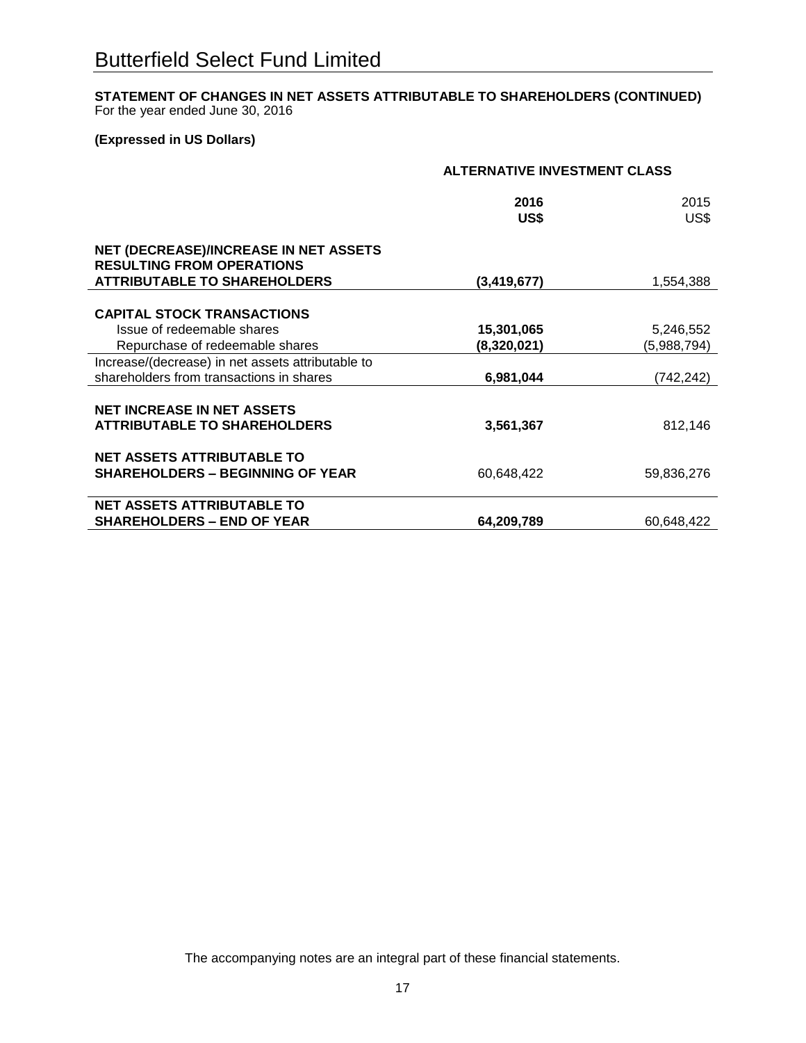# Butterfield Select Fund Limited

**STATEMENT OF CHANGES IN NET ASSETS ATTRIBUTABLE TO SHAREHOLDERS (CONTINUED)**
For the year ended June 30, 2016

**(Expressed in US Dollars)**

| | **ALTERNATIVE INVESTMENT CLASS** | |
|---|---|---|
| | **2016** **US$** | 2015 US$ |
| **NET (DECREASE)/INCREASE IN NET ASSETS RESULTING FROM OPERATIONS ATTRIBUTABLE TO SHAREHOLDERS** | **(3,419,677)** | 1,554,388 |
| **CAPITAL STOCK TRANSACTIONS** | | |
| Issue of redeemable shares | **15,301,065** | 5,246,552 |
| Repurchase of redeemable shares | **(8,320,021)** | (5,988,794) |
| Increase/(decrease) in net assets attributable to shareholders from transactions in shares | **6,981,044** | (742,242) |
| **NET INCREASE IN NET ASSETS ATTRIBUTABLE TO SHAREHOLDERS** | **3,561,367** | 812,146 |
| **NET ASSETS ATTRIBUTABLE TO SHAREHOLDERS – BEGINNING OF YEAR** | 60,648,422 | 59,836,276 |
| **NET ASSETS ATTRIBUTABLE TO SHAREHOLDERS – END OF YEAR** | **64,209,789** | 60,648,422 |

The accompanying notes are an integral part of these financial statements.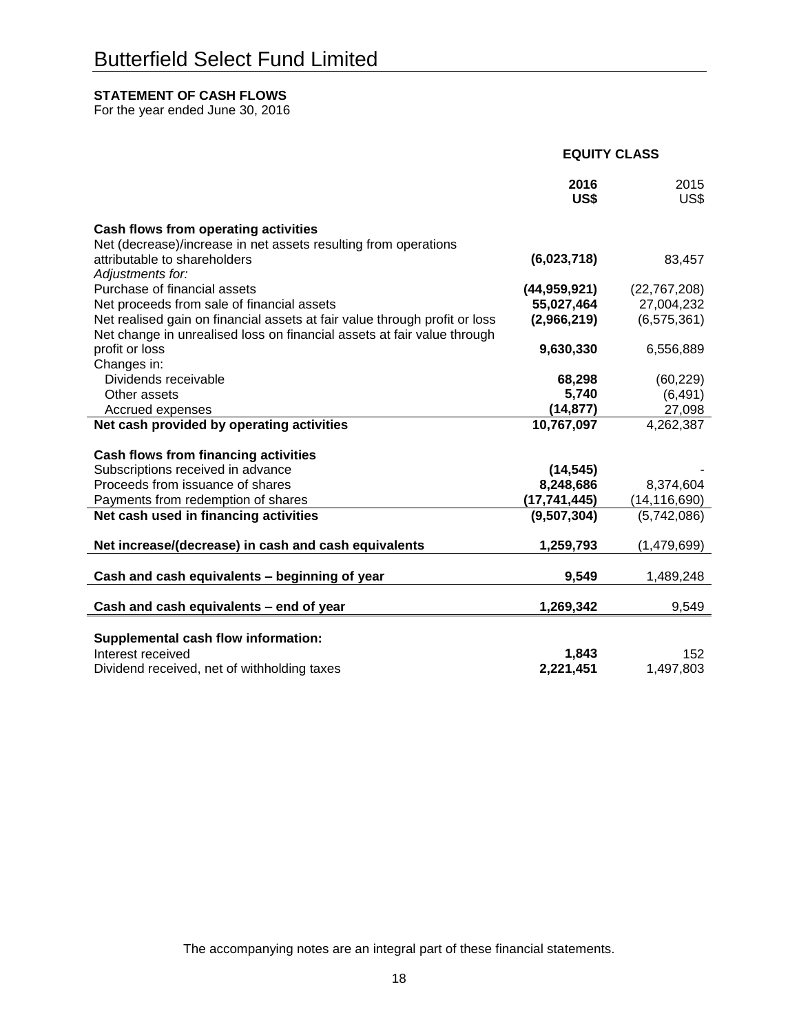# Butterfield Select Fund Limited

**STATEMENT OF CASH FLOWS**
For the year ended June 30, 2016

| | EQUITY CLASS | |
|---|---|---|
| | **2016 US$** | 2015 US$ |
| **Cash flows from operating activities** | | |
| Net (decrease)/increase in net assets resulting from operations attributable to shareholders | **(6,023,718)** | 83,457 |
| *Adjustments for:* | | |
| Purchase of financial assets | **(44,959,921)** | (22,767,208) |
| Net proceeds from sale of financial assets | **55,027,464** | 27,004,232 |
| Net realised gain on financial assets at fair value through profit or loss | **(2,966,219)** | (6,575,361) |
| Net change in unrealised loss on financial assets at fair value through profit or loss | **9,630,330** | 6,556,889 |
| Changes in: | | |
| Dividends receivable | **68,298** | (60,229) |
| Other assets | **5,740** | (6,491) |
| Accrued expenses | **(14,877)** | 27,098 |
| **Net cash provided by operating activities** | **10,767,097** | 4,262,387 |
| **Cash flows from financing activities** | | |
| Subscriptions received in advance | **(14,545)** | - |
| Proceeds from issuance of shares | **8,248,686** | 8,374,604 |
| Payments from redemption of shares | **(17,741,445)** | (14,116,690) |
| **Net cash used in financing activities** | **(9,507,304)** | (5,742,086) |
| **Net increase/(decrease) in cash and cash equivalents** | **1,259,793** | (1,479,699) |
| **Cash and cash equivalents – beginning of year** | **9,549** | 1,489,248 |
| **Cash and cash equivalents – end of year** | **1,269,342** | 9,549 |
| **Supplemental cash flow information:** | | |
| Interest received | **1,843** | 152 |
| Dividend received, net of withholding taxes | **2,221,451** | 1,497,803 |

The accompanying notes are an integral part of these financial statements.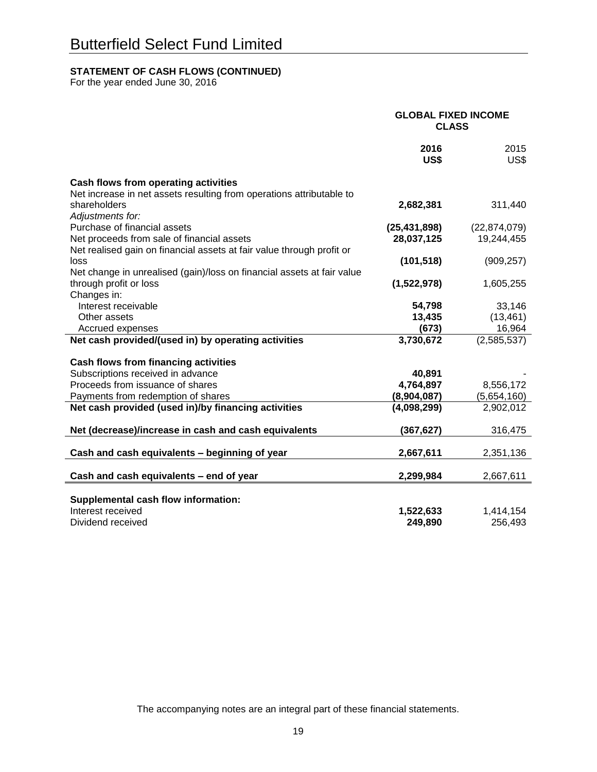# Butterfield Select Fund Limited

**STATEMENT OF CASH FLOWS (CONTINUED)**
For the year ended June 30, 2016

| | **GLOBAL FIXED INCOME CLASS** | |
|---|---|---|
| | **2016 US$** | 2015 US$ |
| **Cash flows from operating activities** | | |
| Net increase in net assets resulting from operations attributable to shareholders | **2,682,381** | 311,440 |
| *Adjustments for:* | | |
| Purchase of financial assets | **(25,431,898)** | (22,874,079) |
| Net proceeds from sale of financial assets | **28,037,125** | 19,244,455 |
| Net realised gain on financial assets at fair value through profit or loss | **(101,518)** | (909,257) |
| Net change in unrealised (gain)/loss on financial assets at fair value through profit or loss | **(1,522,978)** | 1,605,255 |
| Changes in: | | |
| Interest receivable | **54,798** | 33,146 |
| Other assets | **13,435** | (13,461) |
| Accrued expenses | **(673)** | 16,964 |
| **Net cash provided/(used in) by operating activities** | **3,730,672** | (2,585,537) |
| **Cash flows from financing activities** | | |
| Subscriptions received in advance | **40,891** | - |
| Proceeds from issuance of shares | **4,764,897** | 8,556,172 |
| Payments from redemption of shares | **(8,904,087)** | (5,654,160) |
| **Net cash provided (used in)/by financing activities** | **(4,098,299)** | 2,902,012 |
| **Net (decrease)/increase in cash and cash equivalents** | **(367,627)** | 316,475 |
| **Cash and cash equivalents – beginning of year** | **2,667,611** | 2,351,136 |
| **Cash and cash equivalents – end of year** | **2,299,984** | 2,667,611 |
| **Supplemental cash flow information:** | | |
| Interest received | **1,522,633** | 1,414,154 |
| Dividend received | **249,890** | 256,493 |

The accompanying notes are an integral part of these financial statements.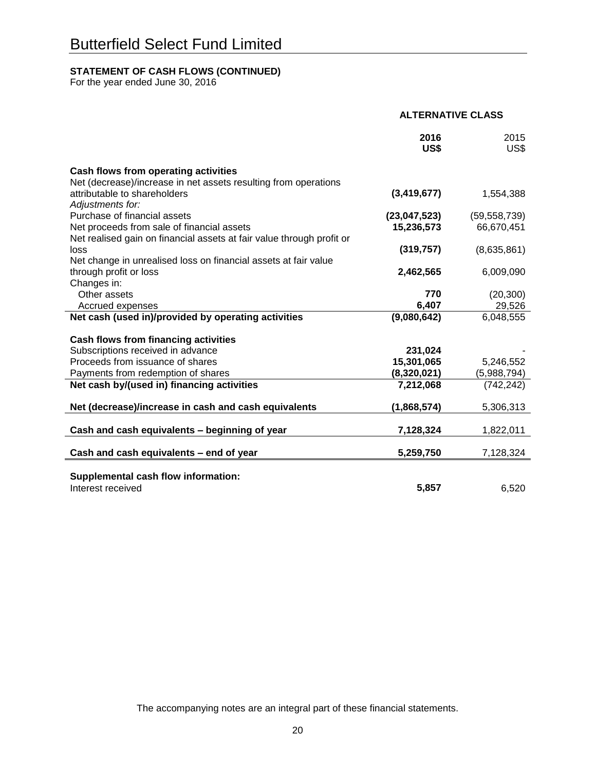# Butterfield Select Fund Limited

**STATEMENT OF CASH FLOWS (CONTINUED)**
For the year ended June 30, 2016

| | ALTERNATIVE CLASS | |
|---|---|---|
| | **2016 US$** | 2015 US$ |
| **Cash flows from operating activities** | | |
| Net (decrease)/increase in net assets resulting from operations attributable to shareholders | **(3,419,677)** | 1,554,388 |
| *Adjustments for:* | | |
| Purchase of financial assets | **(23,047,523)** | (59,558,739) |
| Net proceeds from sale of financial assets | **15,236,573** | 66,670,451 |
| Net realised gain on financial assets at fair value through profit or loss | **(319,757)** | (8,635,861) |
| Net change in unrealised loss on financial assets at fair value through profit or loss | **2,462,565** | 6,009,090 |
| Changes in: | | |
| Other assets | **770** | (20,300) |
| Accrued expenses | **6,407** | 29,526 |
| **Net cash (used in)/provided by operating activities** | **(9,080,642)** | 6,048,555 |
| **Cash flows from financing activities** | | |
| Subscriptions received in advance | **231,024** | - |
| Proceeds from issuance of shares | **15,301,065** | 5,246,552 |
| Payments from redemption of shares | **(8,320,021)** | (5,988,794) |
| **Net cash by/(used in) financing activities** | **7,212,068** | (742,242) |
| **Net (decrease)/increase in cash and cash equivalents** | **(1,868,574)** | 5,306,313 |
| **Cash and cash equivalents – beginning of year** | **7,128,324** | 1,822,011 |
| **Cash and cash equivalents – end of year** | **5,259,750** | 7,128,324 |
| **Supplemental cash flow information:** | | |
| Interest received | **5,857** | 6,520 |

The accompanying notes are an integral part of these financial statements.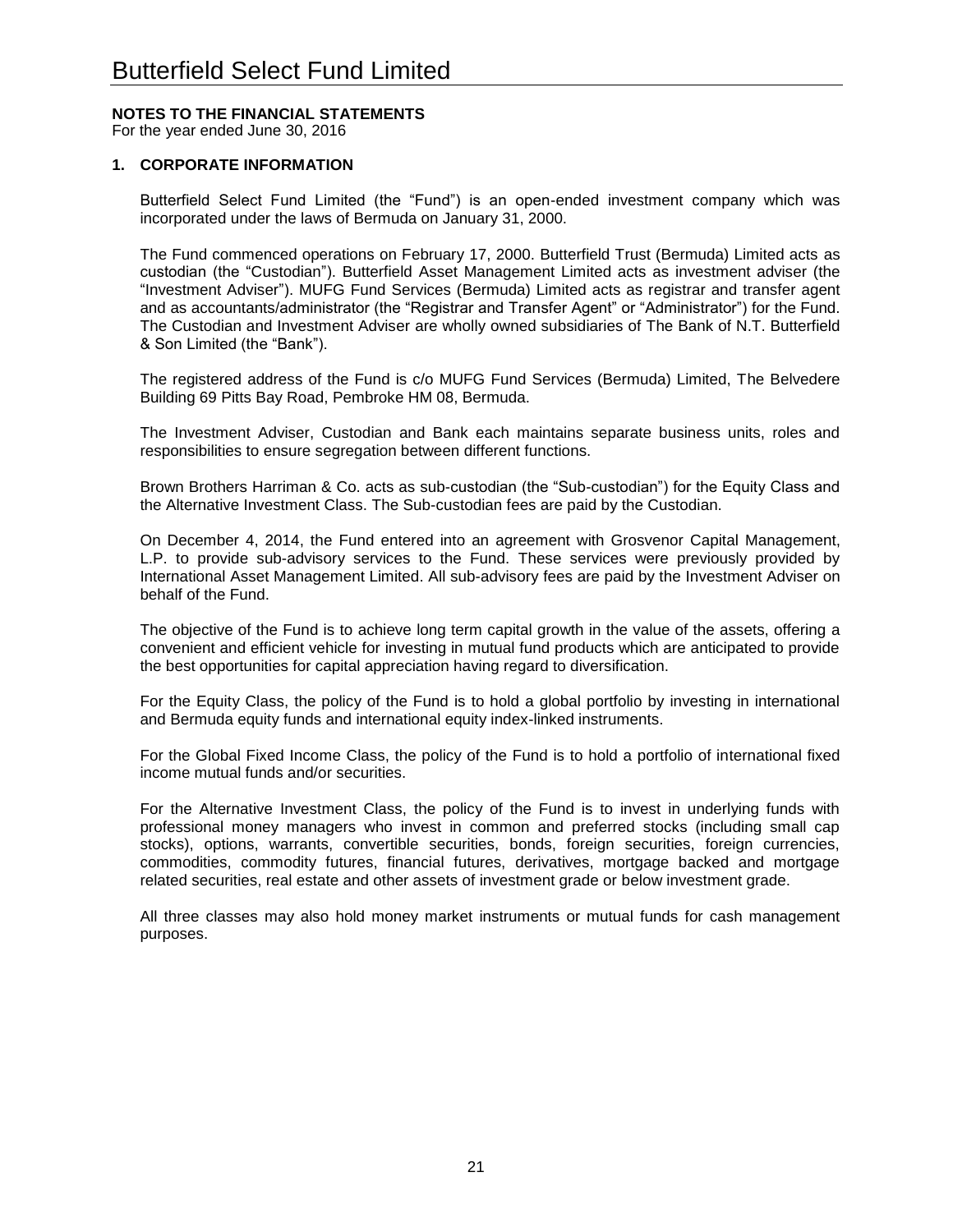# Butterfield Select Fund Limited

**NOTES TO THE FINANCIAL STATEMENTS**
For the year ended June 30, 2016

## 1. CORPORATE INFORMATION

Butterfield Select Fund Limited (the "Fund") is an open-ended investment company which was incorporated under the laws of Bermuda on January 31, 2000.

The Fund commenced operations on February 17, 2000. Butterfield Trust (Bermuda) Limited acts as custodian (the "Custodian"). Butterfield Asset Management Limited acts as investment adviser (the "Investment Adviser"). MUFG Fund Services (Bermuda) Limited acts as registrar and transfer agent and as accountants/administrator (the "Registrar and Transfer Agent" or "Administrator") for the Fund. The Custodian and Investment Adviser are wholly owned subsidiaries of The Bank of N.T. Butterfield & Son Limited (the "Bank").

The registered address of the Fund is c/o MUFG Fund Services (Bermuda) Limited, The Belvedere Building 69 Pitts Bay Road, Pembroke HM 08, Bermuda.

The Investment Adviser, Custodian and Bank each maintains separate business units, roles and responsibilities to ensure segregation between different functions.

Brown Brothers Harriman & Co. acts as sub-custodian (the "Sub-custodian") for the Equity Class and the Alternative Investment Class. The Sub-custodian fees are paid by the Custodian.

On December 4, 2014, the Fund entered into an agreement with Grosvenor Capital Management, L.P. to provide sub-advisory services to the Fund. These services were previously provided by International Asset Management Limited. All sub-advisory fees are paid by the Investment Adviser on behalf of the Fund.

The objective of the Fund is to achieve long term capital growth in the value of the assets, offering a convenient and efficient vehicle for investing in mutual fund products which are anticipated to provide the best opportunities for capital appreciation having regard to diversification.

For the Equity Class, the policy of the Fund is to hold a global portfolio by investing in international and Bermuda equity funds and international equity index-linked instruments.

For the Global Fixed Income Class, the policy of the Fund is to hold a portfolio of international fixed income mutual funds and/or securities.

For the Alternative Investment Class, the policy of the Fund is to invest in underlying funds with professional money managers who invest in common and preferred stocks (including small cap stocks), options, warrants, convertible securities, bonds, foreign securities, foreign currencies, commodities, commodity futures, financial futures, derivatives, mortgage backed and mortgage related securities, real estate and other assets of investment grade or below investment grade.

All three classes may also hold money market instruments or mutual funds for cash management purposes.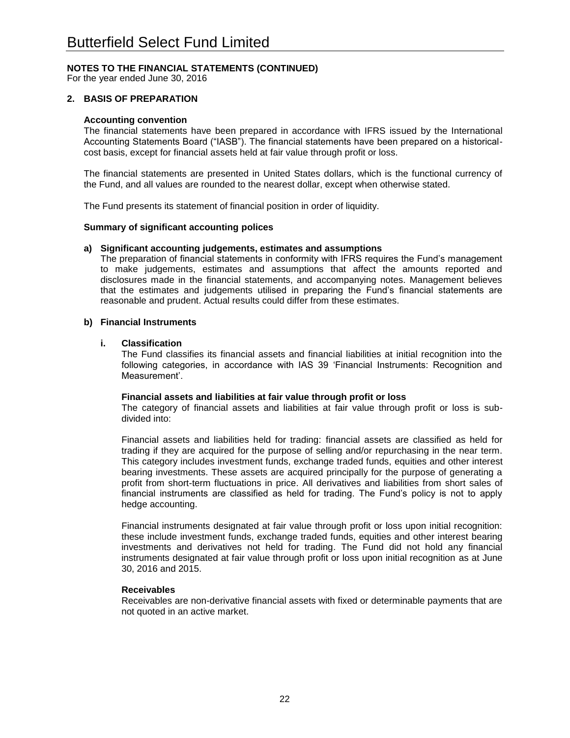## NOTES TO THE FINANCIAL STATEMENTS (CONTINUED)

For the year ended June 30, 2016

## 2. BASIS OF PREPARATION

### Accounting convention

The financial statements have been prepared in accordance with IFRS issued by the International Accounting Statements Board ("IASB"). The financial statements have been prepared on a historical-cost basis, except for financial assets held at fair value through profit or loss.

The financial statements are presented in United States dollars, which is the functional currency of the Fund, and all values are rounded to the nearest dollar, except when otherwise stated.

The Fund presents its statement of financial position in order of liquidity.

### Summary of significant accounting polices

**a) Significant accounting judgements, estimates and assumptions**

The preparation of financial statements in conformity with IFRS requires the Fund's management to make judgements, estimates and assumptions that affect the amounts reported and disclosures made in the financial statements, and accompanying notes. Management believes that the estimates and judgements utilised in preparing the Fund's financial statements are reasonable and prudent. Actual results could differ from these estimates.

**b) Financial Instruments**

**i. Classification**

The Fund classifies its financial assets and financial liabilities at initial recognition into the following categories, in accordance with IAS 39 'Financial Instruments: Recognition and Measurement'.

**Financial assets and liabilities at fair value through profit or loss**

The category of financial assets and liabilities at fair value through profit or loss is sub-divided into:

Financial assets and liabilities held for trading: financial assets are classified as held for trading if they are acquired for the purpose of selling and/or repurchasing in the near term. This category includes investment funds, exchange traded funds, equities and other interest bearing investments. These assets are acquired principally for the purpose of generating a profit from short-term fluctuations in price. All derivatives and liabilities from short sales of financial instruments are classified as held for trading. The Fund's policy is not to apply hedge accounting.

Financial instruments designated at fair value through profit or loss upon initial recognition: these include investment funds, exchange traded funds, equities and other interest bearing investments and derivatives not held for trading. The Fund did not hold any financial instruments designated at fair value through profit or loss upon initial recognition as at June 30, 2016 and 2015.

**Receivables**

Receivables are non-derivative financial assets with fixed or determinable payments that are not quoted in an active market.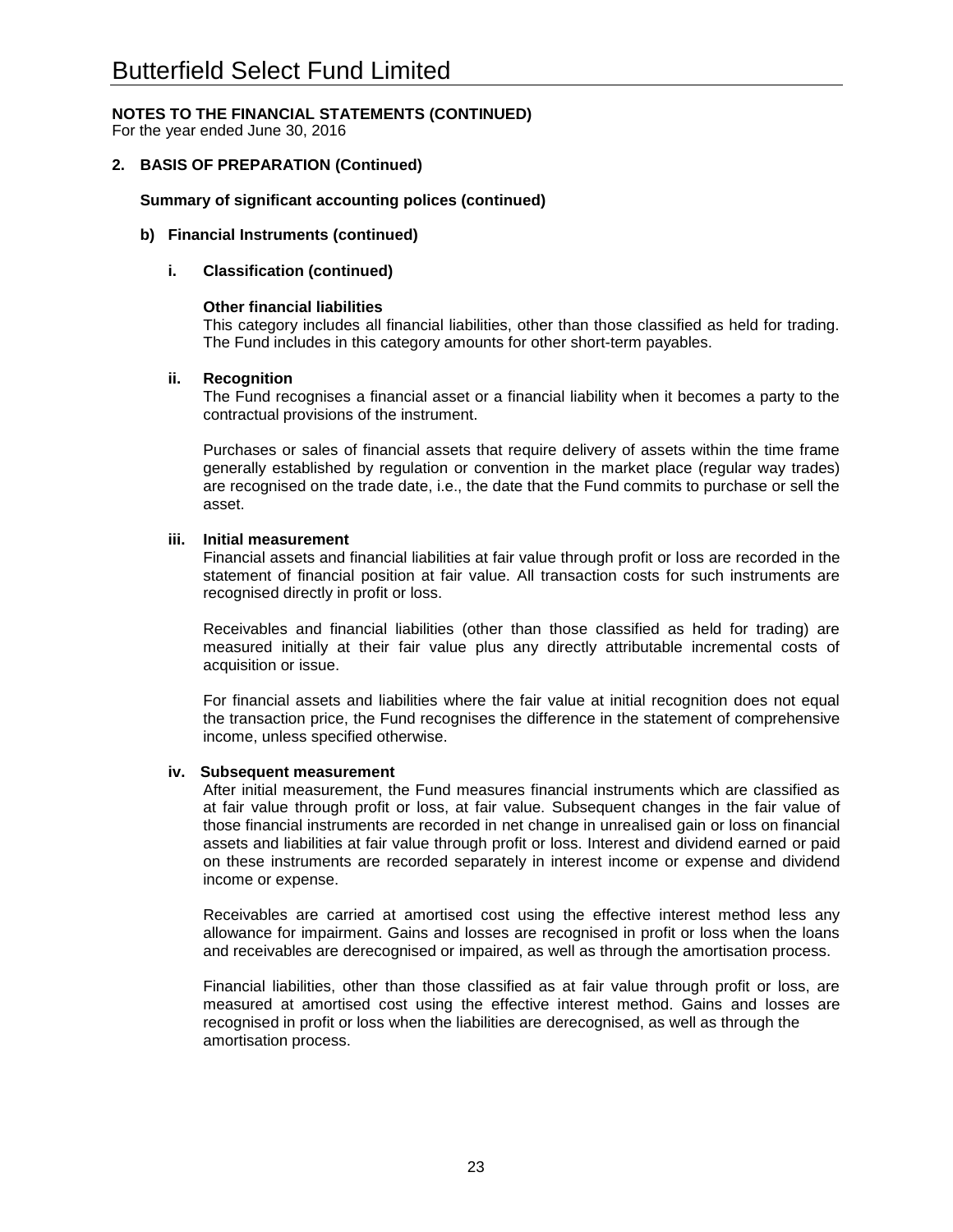**NOTES TO THE FINANCIAL STATEMENTS (CONTINUED)**
For the year ended June 30, 2016

## 2. BASIS OF PREPARATION (Continued)

### Summary of significant accounting polices (continued)

#### b) Financial Instruments (continued)

##### i. Classification (continued)

**Other financial liabilities**

This category includes all financial liabilities, other than those classified as held for trading. The Fund includes in this category amounts for other short-term payables.

##### ii. Recognition

The Fund recognises a financial asset or a financial liability when it becomes a party to the contractual provisions of the instrument.

Purchases or sales of financial assets that require delivery of assets within the time frame generally established by regulation or convention in the market place (regular way trades) are recognised on the trade date, i.e., the date that the Fund commits to purchase or sell the asset.

##### iii. Initial measurement

Financial assets and financial liabilities at fair value through profit or loss are recorded in the statement of financial position at fair value. All transaction costs for such instruments are recognised directly in profit or loss.

Receivables and financial liabilities (other than those classified as held for trading) are measured initially at their fair value plus any directly attributable incremental costs of acquisition or issue.

For financial assets and liabilities where the fair value at initial recognition does not equal the transaction price, the Fund recognises the difference in the statement of comprehensive income, unless specified otherwise.

##### iv. Subsequent measurement

After initial measurement, the Fund measures financial instruments which are classified as at fair value through profit or loss, at fair value. Subsequent changes in the fair value of those financial instruments are recorded in net change in unrealised gain or loss on financial assets and liabilities at fair value through profit or loss. Interest and dividend earned or paid on these instruments are recorded separately in interest income or expense and dividend income or expense.

Receivables are carried at amortised cost using the effective interest method less any allowance for impairment. Gains and losses are recognised in profit or loss when the loans and receivables are derecognised or impaired, as well as through the amortisation process.

Financial liabilities, other than those classified as at fair value through profit or loss, are measured at amortised cost using the effective interest method. Gains and losses are recognised in profit or loss when the liabilities are derecognised, as well as through the amortisation process.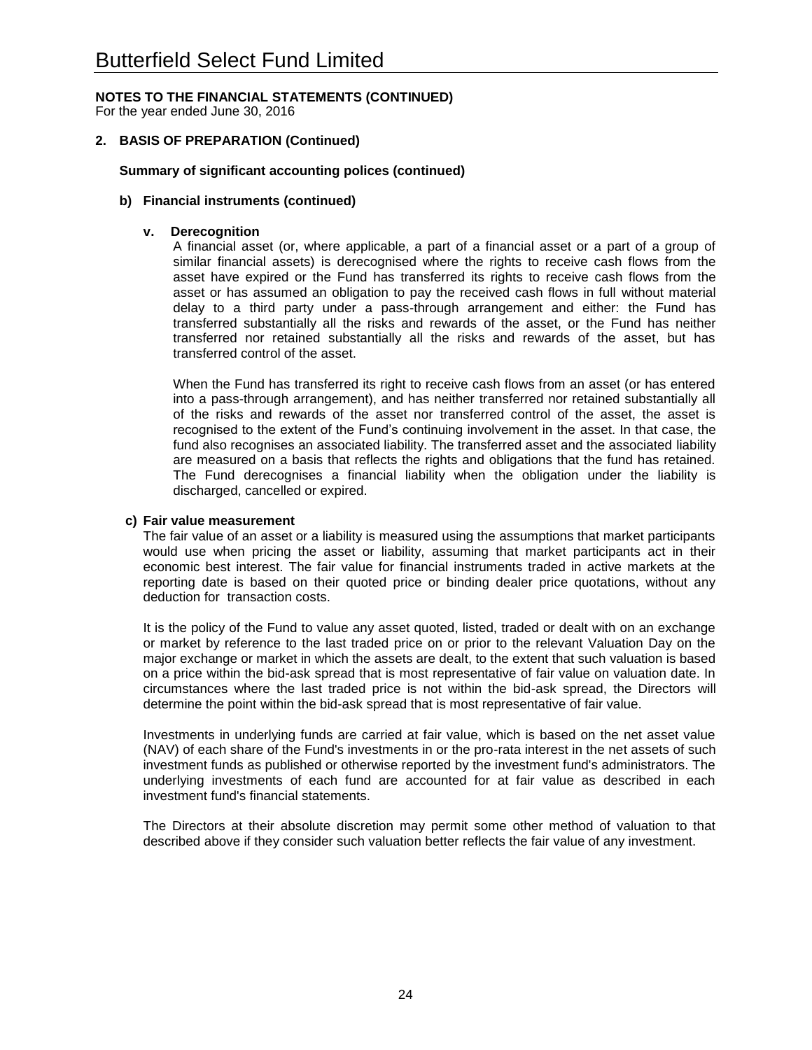# Butterfield Select Fund Limited

**NOTES TO THE FINANCIAL STATEMENTS (CONTINUED)**
For the year ended June 30, 2016

**2. BASIS OF PREPARATION (Continued)**

**Summary of significant accounting polices (continued)**

**b) Financial instruments (continued)**

**v. Derecognition**

A financial asset (or, where applicable, a part of a financial asset or a part of a group of similar financial assets) is derecognised where the rights to receive cash flows from the asset have expired or the Fund has transferred its rights to receive cash flows from the asset or has assumed an obligation to pay the received cash flows in full without material delay to a third party under a pass-through arrangement and either: the Fund has transferred substantially all the risks and rewards of the asset, or the Fund has neither transferred nor retained substantially all the risks and rewards of the asset, but has transferred control of the asset.

When the Fund has transferred its right to receive cash flows from an asset (or has entered into a pass-through arrangement), and has neither transferred nor retained substantially all of the risks and rewards of the asset nor transferred control of the asset, the asset is recognised to the extent of the Fund's continuing involvement in the asset. In that case, the fund also recognises an associated liability. The transferred asset and the associated liability are measured on a basis that reflects the rights and obligations that the fund has retained. The Fund derecognises a financial liability when the obligation under the liability is discharged, cancelled or expired.

**c) Fair value measurement**

The fair value of an asset or a liability is measured using the assumptions that market participants would use when pricing the asset or liability, assuming that market participants act in their economic best interest. The fair value for financial instruments traded in active markets at the reporting date is based on their quoted price or binding dealer price quotations, without any deduction for transaction costs.

It is the policy of the Fund to value any asset quoted, listed, traded or dealt with on an exchange or market by reference to the last traded price on or prior to the relevant Valuation Day on the major exchange or market in which the assets are dealt, to the extent that such valuation is based on a price within the bid-ask spread that is most representative of fair value on valuation date. In circumstances where the last traded price is not within the bid-ask spread, the Directors will determine the point within the bid-ask spread that is most representative of fair value.

Investments in underlying funds are carried at fair value, which is based on the net asset value (NAV) of each share of the Fund's investments in or the pro-rata interest in the net assets of such investment funds as published or otherwise reported by the investment fund's administrators. The underlying investments of each fund are accounted for at fair value as described in each investment fund's financial statements.

The Directors at their absolute discretion may permit some other method of valuation to that described above if they consider such valuation better reflects the fair value of any investment.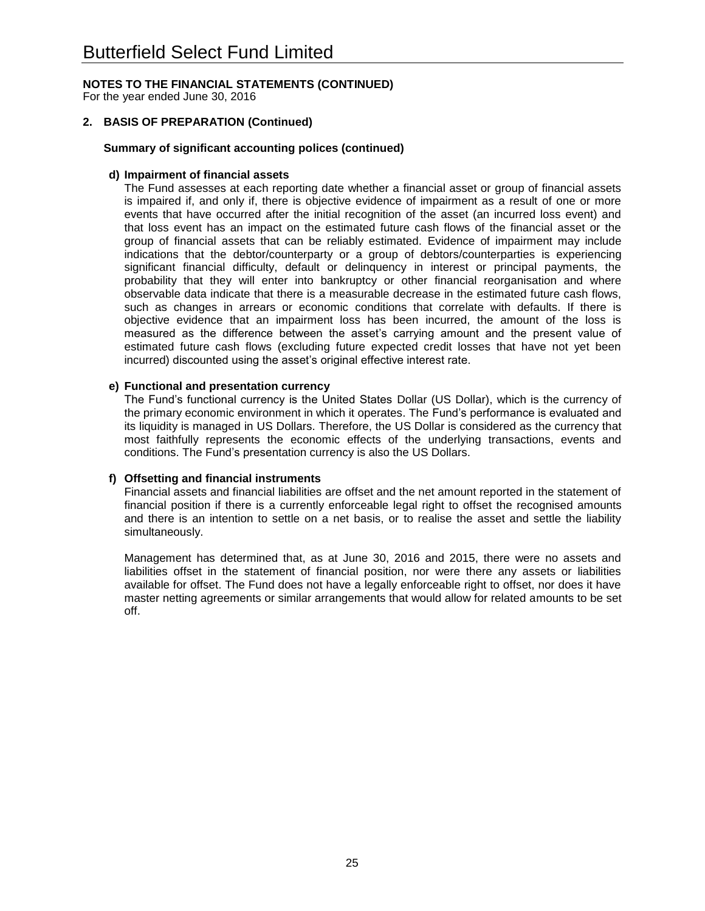**NOTES TO THE FINANCIAL STATEMENTS (CONTINUED)**
For the year ended June 30, 2016

## 2. BASIS OF PREPARATION (Continued)

### Summary of significant accounting polices (continued)

**d) Impairment of financial assets**

The Fund assesses at each reporting date whether a financial asset or group of financial assets is impaired if, and only if, there is objective evidence of impairment as a result of one or more events that have occurred after the initial recognition of the asset (an incurred loss event) and that loss event has an impact on the estimated future cash flows of the financial asset or the group of financial assets that can be reliably estimated. Evidence of impairment may include indications that the debtor/counterparty or a group of debtors/counterparties is experiencing significant financial difficulty, default or delinquency in interest or principal payments, the probability that they will enter into bankruptcy or other financial reorganisation and where observable data indicate that there is a measurable decrease in the estimated future cash flows, such as changes in arrears or economic conditions that correlate with defaults. If there is objective evidence that an impairment loss has been incurred, the amount of the loss is measured as the difference between the asset's carrying amount and the present value of estimated future cash flows (excluding future expected credit losses that have not yet been incurred) discounted using the asset's original effective interest rate.

**e) Functional and presentation currency**

The Fund's functional currency is the United States Dollar (US Dollar), which is the currency of the primary economic environment in which it operates. The Fund's performance is evaluated and its liquidity is managed in US Dollars. Therefore, the US Dollar is considered as the currency that most faithfully represents the economic effects of the underlying transactions, events and conditions. The Fund's presentation currency is also the US Dollars.

**f) Offsetting and financial instruments**

Financial assets and financial liabilities are offset and the net amount reported in the statement of financial position if there is a currently enforceable legal right to offset the recognised amounts and there is an intention to settle on a net basis, or to realise the asset and settle the liability simultaneously.

Management has determined that, as at June 30, 2016 and 2015, there were no assets and liabilities offset in the statement of financial position, nor were there any assets or liabilities available for offset. The Fund does not have a legally enforceable right to offset, nor does it have master netting agreements or similar arrangements that would allow for related amounts to be set off.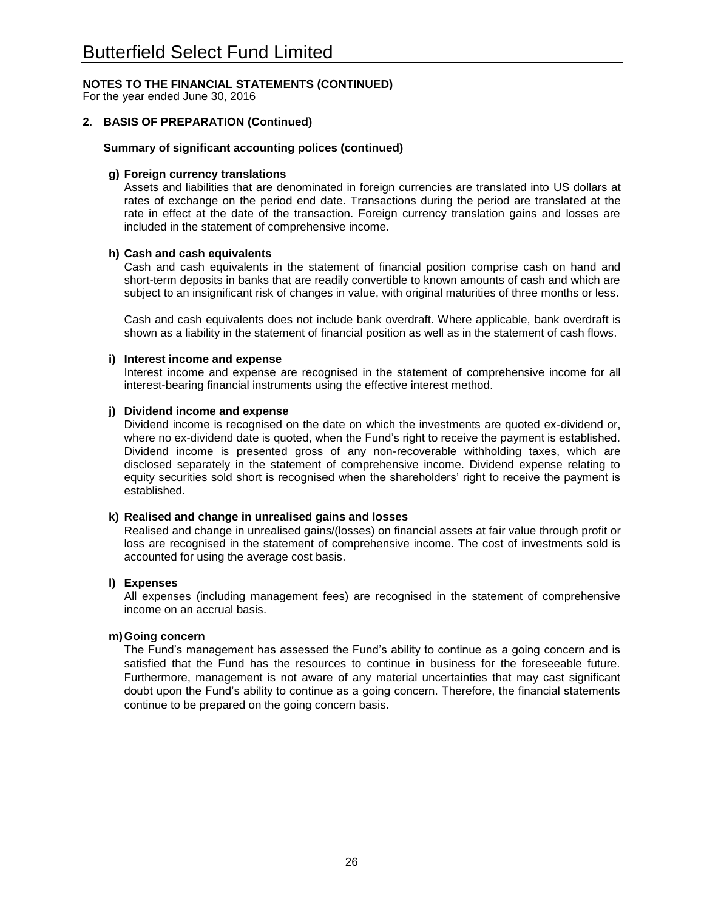## NOTES TO THE FINANCIAL STATEMENTS (CONTINUED)

For the year ended June 30, 2016

### 2. BASIS OF PREPARATION (Continued)

**Summary of significant accounting polices (continued)**

**g) Foreign currency translations**

Assets and liabilities that are denominated in foreign currencies are translated into US dollars at rates of exchange on the period end date. Transactions during the period are translated at the rate in effect at the date of the transaction. Foreign currency translation gains and losses are included in the statement of comprehensive income.

**h) Cash and cash equivalents**

Cash and cash equivalents in the statement of financial position comprise cash on hand and short-term deposits in banks that are readily convertible to known amounts of cash and which are subject to an insignificant risk of changes in value, with original maturities of three months or less.

Cash and cash equivalents does not include bank overdraft. Where applicable, bank overdraft is shown as a liability in the statement of financial position as well as in the statement of cash flows.

**i) Interest income and expense**

Interest income and expense are recognised in the statement of comprehensive income for all interest-bearing financial instruments using the effective interest method.

**j) Dividend income and expense**

Dividend income is recognised on the date on which the investments are quoted ex-dividend or, where no ex-dividend date is quoted, when the Fund's right to receive the payment is established. Dividend income is presented gross of any non-recoverable withholding taxes, which are disclosed separately in the statement of comprehensive income. Dividend expense relating to equity securities sold short is recognised when the shareholders' right to receive the payment is established.

**k) Realised and change in unrealised gains and losses**

Realised and change in unrealised gains/(losses) on financial assets at fair value through profit or loss are recognised in the statement of comprehensive income. The cost of investments sold is accounted for using the average cost basis.

**l) Expenses**

All expenses (including management fees) are recognised in the statement of comprehensive income on an accrual basis.

**m) Going concern**

The Fund's management has assessed the Fund's ability to continue as a going concern and is satisfied that the Fund has the resources to continue in business for the foreseeable future. Furthermore, management is not aware of any material uncertainties that may cast significant doubt upon the Fund's ability to continue as a going concern. Therefore, the financial statements continue to be prepared on the going concern basis.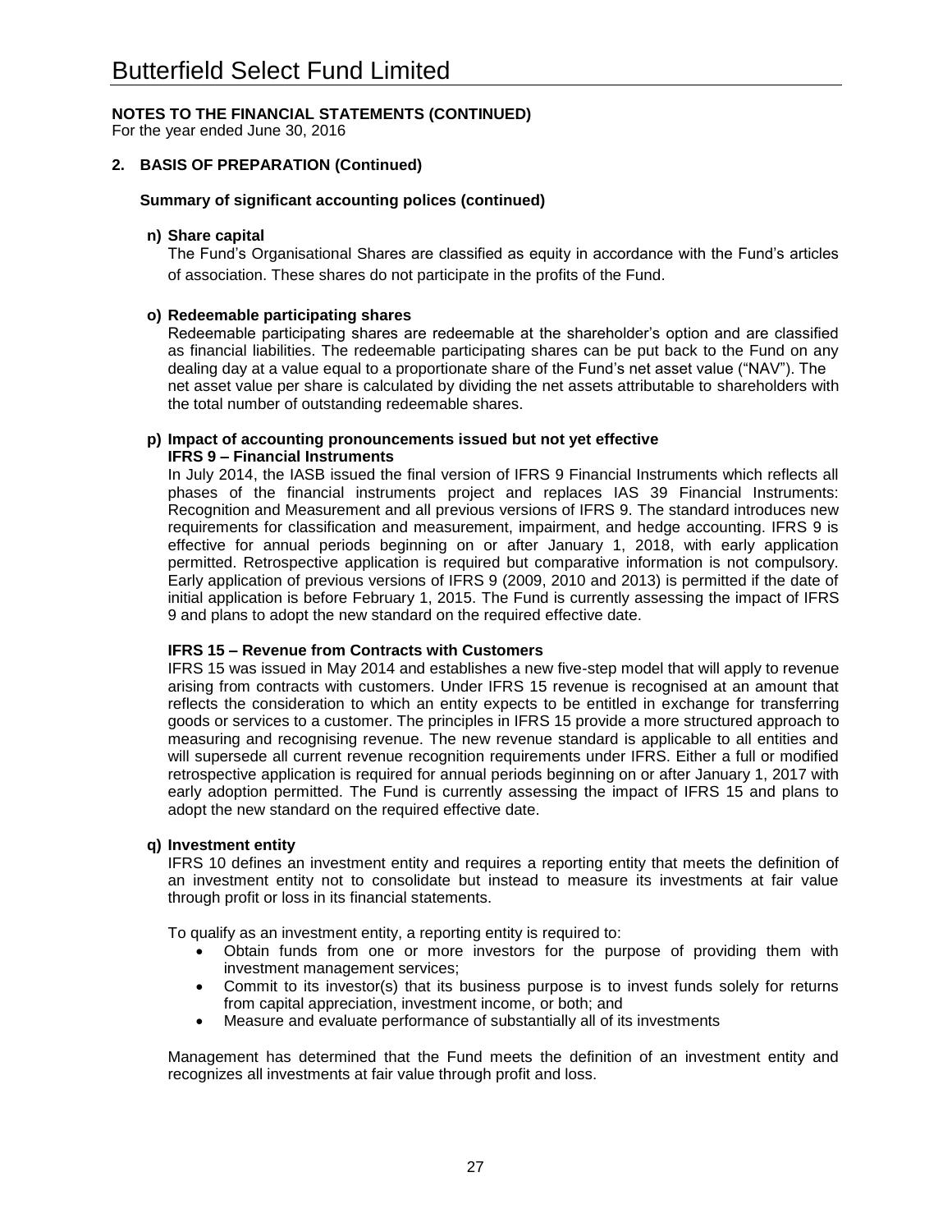# Butterfield Select Fund Limited

**NOTES TO THE FINANCIAL STATEMENTS (CONTINUED)**
For the year ended June 30, 2016

## 2. BASIS OF PREPARATION (Continued)

### Summary of significant accounting polices (continued)

**n) Share capital**

The Fund's Organisational Shares are classified as equity in accordance with the Fund's articles of association. These shares do not participate in the profits of the Fund.

**o) Redeemable participating shares**

Redeemable participating shares are redeemable at the shareholder's option and are classified as financial liabilities. The redeemable participating shares can be put back to the Fund on any dealing day at a value equal to a proportionate share of the Fund's net asset value ("NAV"). The net asset value per share is calculated by dividing the net assets attributable to shareholders with the total number of outstanding redeemable shares.

**p) Impact of accounting pronouncements issued but not yet effective**

**IFRS 9 – Financial Instruments**

In July 2014, the IASB issued the final version of IFRS 9 Financial Instruments which reflects all phases of the financial instruments project and replaces IAS 39 Financial Instruments: Recognition and Measurement and all previous versions of IFRS 9. The standard introduces new requirements for classification and measurement, impairment, and hedge accounting. IFRS 9 is effective for annual periods beginning on or after January 1, 2018, with early application permitted. Retrospective application is required but comparative information is not compulsory. Early application of previous versions of IFRS 9 (2009, 2010 and 2013) is permitted if the date of initial application is before February 1, 2015. The Fund is currently assessing the impact of IFRS 9 and plans to adopt the new standard on the required effective date.

**IFRS 15 – Revenue from Contracts with Customers**

IFRS 15 was issued in May 2014 and establishes a new five-step model that will apply to revenue arising from contracts with customers. Under IFRS 15 revenue is recognised at an amount that reflects the consideration to which an entity expects to be entitled in exchange for transferring goods or services to a customer. The principles in IFRS 15 provide a more structured approach to measuring and recognising revenue. The new revenue standard is applicable to all entities and will supersede all current revenue recognition requirements under IFRS. Either a full or modified retrospective application is required for annual periods beginning on or after January 1, 2017 with early adoption permitted. The Fund is currently assessing the impact of IFRS 15 and plans to adopt the new standard on the required effective date.

**q) Investment entity**

IFRS 10 defines an investment entity and requires a reporting entity that meets the definition of an investment entity not to consolidate but instead to measure its investments at fair value through profit or loss in its financial statements.

To qualify as an investment entity, a reporting entity is required to:

- Obtain funds from one or more investors for the purpose of providing them with investment management services;
- Commit to its investor(s) that its business purpose is to invest funds solely for returns from capital appreciation, investment income, or both; and
- Measure and evaluate performance of substantially all of its investments

Management has determined that the Fund meets the definition of an investment entity and recognizes all investments at fair value through profit and loss.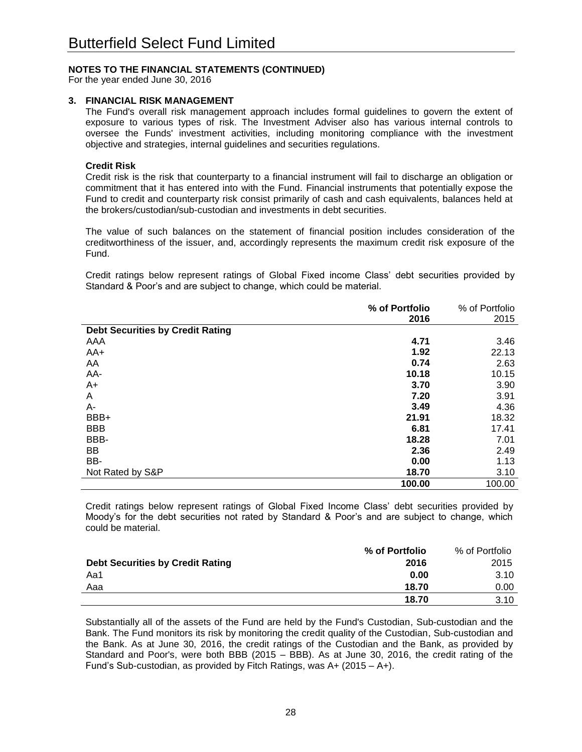# Butterfield Select Fund Limited

**NOTES TO THE FINANCIAL STATEMENTS (CONTINUED)**
For the year ended June 30, 2016

## 3. FINANCIAL RISK MANAGEMENT

The Fund's overall risk management approach includes formal guidelines to govern the extent of exposure to various types of risk. The Investment Adviser also has various internal controls to oversee the Funds' investment activities, including monitoring compliance with the investment objective and strategies, internal guidelines and securities regulations.

### Credit Risk

Credit risk is the risk that counterparty to a financial instrument will fail to discharge an obligation or commitment that it has entered into with the Fund. Financial instruments that potentially expose the Fund to credit and counterparty risk consist primarily of cash and cash equivalents, balances held at the brokers/custodian/sub-custodian and investments in debt securities.

The value of such balances on the statement of financial position includes consideration of the creditworthiness of the issuer, and, accordingly represents the maximum credit risk exposure of the Fund.

Credit ratings below represent ratings of Global Fixed income Class' debt securities provided by Standard & Poor's and are subject to change, which could be material.

| | **% of Portfolio 2016** | % of Portfolio 2015 |
|---|---|---|
| **Debt Securities by Credit Rating** | | |
| AAA | **4.71** | 3.46 |
| AA+ | **1.92** | 22.13 |
| AA | **0.74** | 2.63 |
| AA- | **10.18** | 10.15 |
| A+ | **3.70** | 3.90 |
| A | **7.20** | 3.91 |
| A- | **3.49** | 4.36 |
| BBB+ | **21.91** | 18.32 |
| BBB | **6.81** | 17.41 |
| BBB- | **18.28** | 7.01 |
| BB | **2.36** | 2.49 |
| BB- | **0.00** | 1.13 |
| Not Rated by S&P | **18.70** | 3.10 |
| | **100.00** | 100.00 |

Credit ratings below represent ratings of Global Fixed Income Class' debt securities provided by Moody's for the debt securities not rated by Standard & Poor's and are subject to change, which could be material.

| **Debt Securities by Credit Rating** | **% of Portfolio 2016** | % of Portfolio 2015 |
|---|---|---|
| Aa1 | **0.00** | 3.10 |
| Aaa | **18.70** | 0.00 |
| | **18.70** | 3.10 |

Substantially all of the assets of the Fund are held by the Fund's Custodian, Sub-custodian and the Bank. The Fund monitors its risk by monitoring the credit quality of the Custodian, Sub-custodian and the Bank. As at June 30, 2016, the credit ratings of the Custodian and the Bank, as provided by Standard and Poor's, were both BBB (2015 – BBB). As at June 30, 2016, the credit rating of the Fund's Sub-custodian, as provided by Fitch Ratings, was A+ (2015 – A+).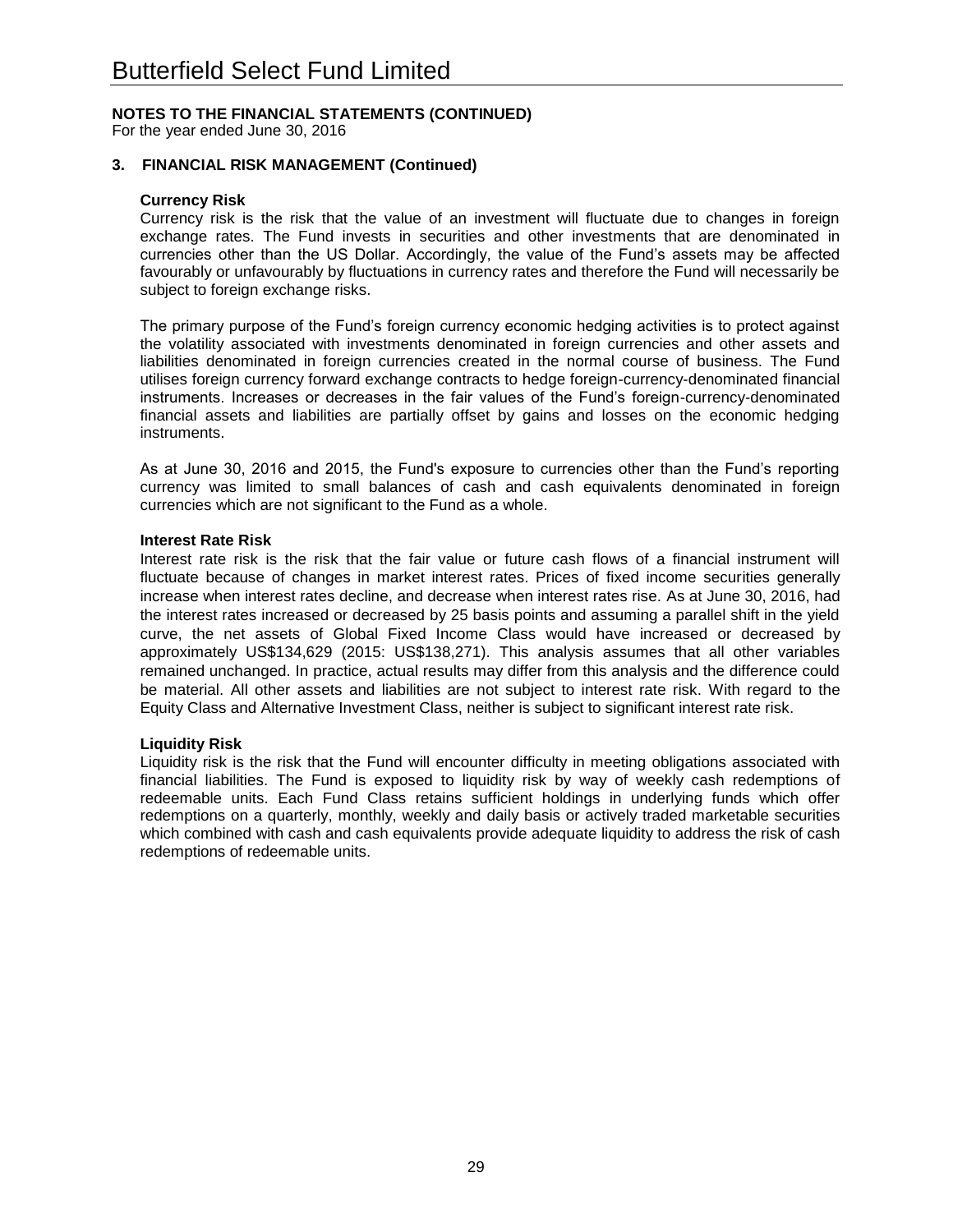## NOTES TO THE FINANCIAL STATEMENTS (CONTINUED)

For the year ended June 30, 2016

### 3. FINANCIAL RISK MANAGEMENT (Continued)

**Currency Risk**

Currency risk is the risk that the value of an investment will fluctuate due to changes in foreign exchange rates. The Fund invests in securities and other investments that are denominated in currencies other than the US Dollar. Accordingly, the value of the Fund's assets may be affected favourably or unfavourably by fluctuations in currency rates and therefore the Fund will necessarily be subject to foreign exchange risks.

The primary purpose of the Fund's foreign currency economic hedging activities is to protect against the volatility associated with investments denominated in foreign currencies and other assets and liabilities denominated in foreign currencies created in the normal course of business. The Fund utilises foreign currency forward exchange contracts to hedge foreign-currency-denominated financial instruments. Increases or decreases in the fair values of the Fund's foreign-currency-denominated financial assets and liabilities are partially offset by gains and losses on the economic hedging instruments.

As at June 30, 2016 and 2015, the Fund's exposure to currencies other than the Fund's reporting currency was limited to small balances of cash and cash equivalents denominated in foreign currencies which are not significant to the Fund as a whole.

**Interest Rate Risk**

Interest rate risk is the risk that the fair value or future cash flows of a financial instrument will fluctuate because of changes in market interest rates. Prices of fixed income securities generally increase when interest rates decline, and decrease when interest rates rise. As at June 30, 2016, had the interest rates increased or decreased by 25 basis points and assuming a parallel shift in the yield curve, the net assets of Global Fixed Income Class would have increased or decreased by approximately US$134,629 (2015: US$138,271). This analysis assumes that all other variables remained unchanged. In practice, actual results may differ from this analysis and the difference could be material. All other assets and liabilities are not subject to interest rate risk. With regard to the Equity Class and Alternative Investment Class, neither is subject to significant interest rate risk.

**Liquidity Risk**

Liquidity risk is the risk that the Fund will encounter difficulty in meeting obligations associated with financial liabilities. The Fund is exposed to liquidity risk by way of weekly cash redemptions of redeemable units. Each Fund Class retains sufficient holdings in underlying funds which offer redemptions on a quarterly, monthly, weekly and daily basis or actively traded marketable securities which combined with cash and cash equivalents provide adequate liquidity to address the risk of cash redemptions of redeemable units.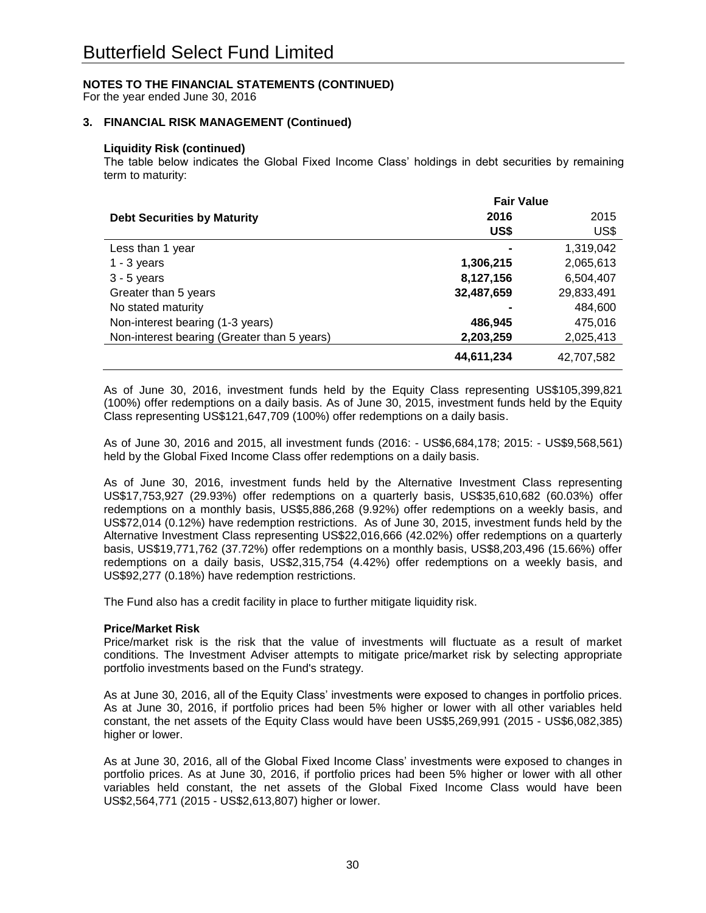# Butterfield Select Fund Limited

**NOTES TO THE FINANCIAL STATEMENTS (CONTINUED)**
For the year ended June 30, 2016

## 3. FINANCIAL RISK MANAGEMENT (Continued)

### Liquidity Risk (continued)

The table below indicates the Global Fixed Income Class' holdings in debt securities by remaining term to maturity:

| Debt Securities by Maturity | Fair Value | |
|---|---|---|
| | **2016** | 2015 |
| | **US$** | US$ |
| Less than 1 year | **-** | 1,319,042 |
| 1 - 3 years | **1,306,215** | 2,065,613 |
| 3 - 5 years | **8,127,156** | 6,504,407 |
| Greater than 5 years | **32,487,659** | 29,833,491 |
| No stated maturity | **-** | 484,600 |
| Non-interest bearing (1-3 years) | **486,945** | 475,016 |
| Non-interest bearing (Greater than 5 years) | **2,203,259** | 2,025,413 |
| | **44,611,234** | 42,707,582 |

As of June 30, 2016, investment funds held by the Equity Class representing US$105,399,821 (100%) offer redemptions on a daily basis. As of June 30, 2015, investment funds held by the Equity Class representing US$121,647,709 (100%) offer redemptions on a daily basis.

As of June 30, 2016 and 2015, all investment funds (2016: - US$6,684,178; 2015: - US$9,568,561) held by the Global Fixed Income Class offer redemptions on a daily basis.

As of June 30, 2016, investment funds held by the Alternative Investment Class representing US$17,753,927 (29.93%) offer redemptions on a quarterly basis, US$35,610,682 (60.03%) offer redemptions on a monthly basis, US$5,886,268 (9.92%) offer redemptions on a weekly basis, and US$72,014 (0.12%) have redemption restrictions. As of June 30, 2015, investment funds held by the Alternative Investment Class representing US$22,016,666 (42.02%) offer redemptions on a quarterly basis, US$19,771,762 (37.72%) offer redemptions on a monthly basis, US$8,203,496 (15.66%) offer redemptions on a daily basis, US$2,315,754 (4.42%) offer redemptions on a weekly basis, and US$92,277 (0.18%) have redemption restrictions.

The Fund also has a credit facility in place to further mitigate liquidity risk.

### Price/Market Risk

Price/market risk is the risk that the value of investments will fluctuate as a result of market conditions. The Investment Adviser attempts to mitigate price/market risk by selecting appropriate portfolio investments based on the Fund's strategy.

As at June 30, 2016, all of the Equity Class' investments were exposed to changes in portfolio prices. As at June 30, 2016, if portfolio prices had been 5% higher or lower with all other variables held constant, the net assets of the Equity Class would have been US$5,269,991 (2015 - US$6,082,385) higher or lower.

As at June 30, 2016, all of the Global Fixed Income Class' investments were exposed to changes in portfolio prices. As at June 30, 2016, if portfolio prices had been 5% higher or lower with all other variables held constant, the net assets of the Global Fixed Income Class would have been US$2,564,771 (2015 - US$2,613,807) higher or lower.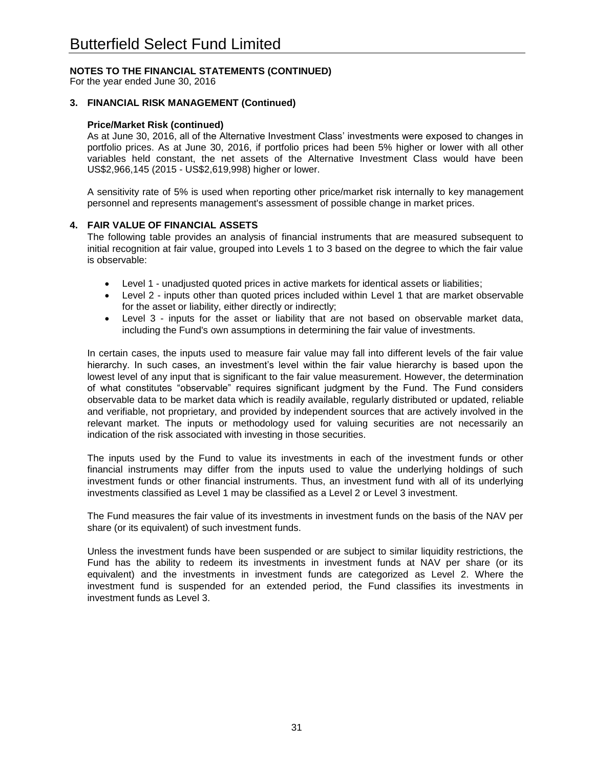# Butterfield Select Fund Limited

**NOTES TO THE FINANCIAL STATEMENTS (CONTINUED)**
For the year ended June 30, 2016

## 3. FINANCIAL RISK MANAGEMENT (Continued)

**Price/Market Risk (continued)**

As at June 30, 2016, all of the Alternative Investment Class' investments were exposed to changes in portfolio prices. As at June 30, 2016, if portfolio prices had been 5% higher or lower with all other variables held constant, the net assets of the Alternative Investment Class would have been US$2,966,145 (2015 - US$2,619,998) higher or lower.

A sensitivity rate of 5% is used when reporting other price/market risk internally to key management personnel and represents management's assessment of possible change in market prices.

## 4. FAIR VALUE OF FINANCIAL ASSETS

The following table provides an analysis of financial instruments that are measured subsequent to initial recognition at fair value, grouped into Levels 1 to 3 based on the degree to which the fair value is observable:

- Level 1 - unadjusted quoted prices in active markets for identical assets or liabilities;
- Level 2 - inputs other than quoted prices included within Level 1 that are market observable for the asset or liability, either directly or indirectly;
- Level 3 - inputs for the asset or liability that are not based on observable market data, including the Fund's own assumptions in determining the fair value of investments.

In certain cases, the inputs used to measure fair value may fall into different levels of the fair value hierarchy. In such cases, an investment's level within the fair value hierarchy is based upon the lowest level of any input that is significant to the fair value measurement. However, the determination of what constitutes "observable" requires significant judgment by the Fund. The Fund considers observable data to be market data which is readily available, regularly distributed or updated, reliable and verifiable, not proprietary, and provided by independent sources that are actively involved in the relevant market. The inputs or methodology used for valuing securities are not necessarily an indication of the risk associated with investing in those securities.

The inputs used by the Fund to value its investments in each of the investment funds or other financial instruments may differ from the inputs used to value the underlying holdings of such investment funds or other financial instruments. Thus, an investment fund with all of its underlying investments classified as Level 1 may be classified as a Level 2 or Level 3 investment.

The Fund measures the fair value of its investments in investment funds on the basis of the NAV per share (or its equivalent) of such investment funds.

Unless the investment funds have been suspended or are subject to similar liquidity restrictions, the Fund has the ability to redeem its investments in investment funds at NAV per share (or its equivalent) and the investments in investment funds are categorized as Level 2. Where the investment fund is suspended for an extended period, the Fund classifies its investments in investment funds as Level 3.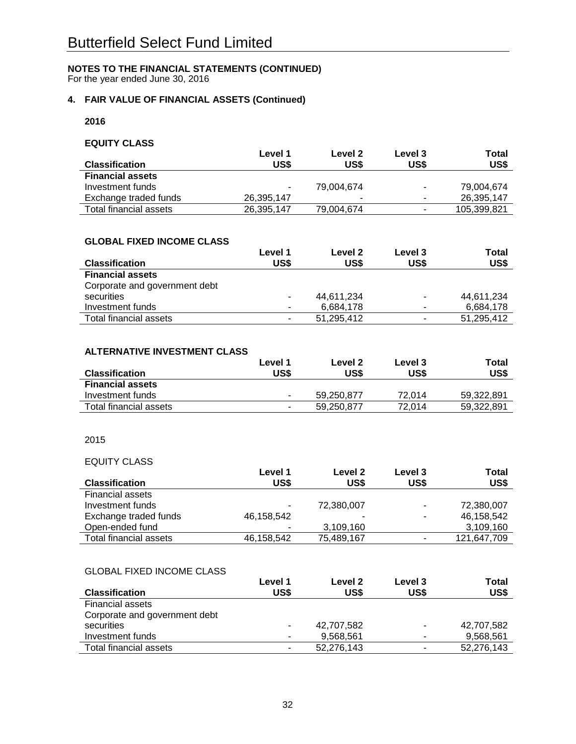# Butterfield Select Fund Limited

**NOTES TO THE FINANCIAL STATEMENTS (CONTINUED)**
For the year ended June 30, 2016

## 4. FAIR VALUE OF FINANCIAL ASSETS (Continued)

**2016**

**EQUITY CLASS**

| Classification | Level 1 US$ | Level 2 US$ | Level 3 US$ | Total US$ |
|---|---|---|---|---|
| **Financial assets** | | | | |
| Investment funds | - | 79,004,674 | - | 79,004,674 |
| Exchange traded funds | 26,395,147 | - | - | 26,395,147 |
| Total financial assets | 26,395,147 | 79,004,674 | - | 105,399,821 |

**GLOBAL FIXED INCOME CLASS**

| Classification | Level 1 US$ | Level 2 US$ | Level 3 US$ | Total US$ |
|---|---|---|---|---|
| **Financial assets** | | | | |
| Corporate and government debt securities | - | 44,611,234 | - | 44,611,234 |
| Investment funds | - | 6,684,178 | - | 6,684,178 |
| Total financial assets | - | 51,295,412 | - | 51,295,412 |

**ALTERNATIVE INVESTMENT CLASS**

| Classification | Level 1 US$ | Level 2 US$ | Level 3 US$ | Total US$ |
|---|---|---|---|---|
| **Financial assets** | | | | |
| Investment funds | - | 59,250,877 | 72,014 | 59,322,891 |
| Total financial assets | - | 59,250,877 | 72,014 | 59,322,891 |

2015

EQUITY CLASS

| Classification | Level 1 US$ | Level 2 US$ | Level 3 US$ | Total US$ |
|---|---|---|---|---|
| Financial assets | | | | |
| Investment funds | - | 72,380,007 | - | 72,380,007 |
| Exchange traded funds | 46,158,542 | - | - | 46,158,542 |
| Open-ended fund | - | 3,109,160 | | 3,109,160 |
| Total financial assets | 46,158,542 | 75,489,167 | - | 121,647,709 |

GLOBAL FIXED INCOME CLASS

| Classification | Level 1 US$ | Level 2 US$ | Level 3 US$ | Total US$ |
|---|---|---|---|---|
| Financial assets | | | | |
| Corporate and government debt securities | - | 42,707,582 | - | 42,707,582 |
| Investment funds | - | 9,568,561 | - | 9,568,561 |
| Total financial assets | - | 52,276,143 | - | 52,276,143 |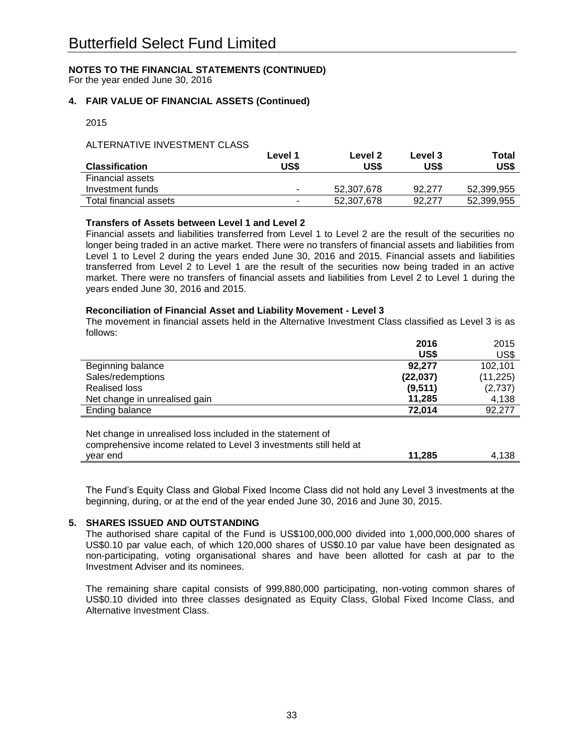# Butterfield Select Fund Limited

**NOTES TO THE FINANCIAL STATEMENTS (CONTINUED)**
For the year ended June 30, 2016

### 4. FAIR VALUE OF FINANCIAL ASSETS (Continued)

2015

ALTERNATIVE INVESTMENT CLASS

| Classification | Level 1 US$ | Level 2 US$ | Level 3 US$ | Total US$ |
|---|---|---|---|---|
| Financial assets | | | | |
| Investment funds | - | 52,307,678 | 92,277 | 52,399,955 |
| Total financial assets | - | 52,307,678 | 92,277 | 52,399,955 |

**Transfers of Assets between Level 1 and Level 2**

Financial assets and liabilities transferred from Level 1 to Level 2 are the result of the securities no longer being traded in an active market. There were no transfers of financial assets and liabilities from Level 1 to Level 2 during the years ended June 30, 2016 and 2015. Financial assets and liabilities transferred from Level 2 to Level 1 are the result of the securities now being traded in an active market. There were no transfers of financial assets and liabilities from Level 2 to Level 1 during the years ended June 30, 2016 and 2015.

**Reconciliation of Financial Asset and Liability Movement - Level 3**

The movement in financial assets held in the Alternative Investment Class classified as Level 3 is as follows:

| | **2016 US$** | 2015 US$ |
|---|---|---|
| Beginning balance | **92,277** | 102,101 |
| Sales/redemptions | **(22,037)** | (11,225) |
| Realised loss | **(9,511)** | (2,737) |
| Net change in unrealised gain | **11,285** | 4,138 |
| Ending balance | **72,014** | 92,277 |
| | | |
| Net change in unrealised loss included in the statement of comprehensive income related to Level 3 investments still held at year end | **11,285** | 4,138 |

The Fund's Equity Class and Global Fixed Income Class did not hold any Level 3 investments at the beginning, during, or at the end of the year ended June 30, 2016 and June 30, 2015.

### 5. SHARES ISSUED AND OUTSTANDING

The authorised share capital of the Fund is US$100,000,000 divided into 1,000,000,000 shares of US$0.10 par value each, of which 120,000 shares of US$0.10 par value have been designated as non-participating, voting organisational shares and have been allotted for cash at par to the Investment Adviser and its nominees.

The remaining share capital consists of 999,880,000 participating, non-voting common shares of US$0.10 divided into three classes designated as Equity Class, Global Fixed Income Class, and Alternative Investment Class.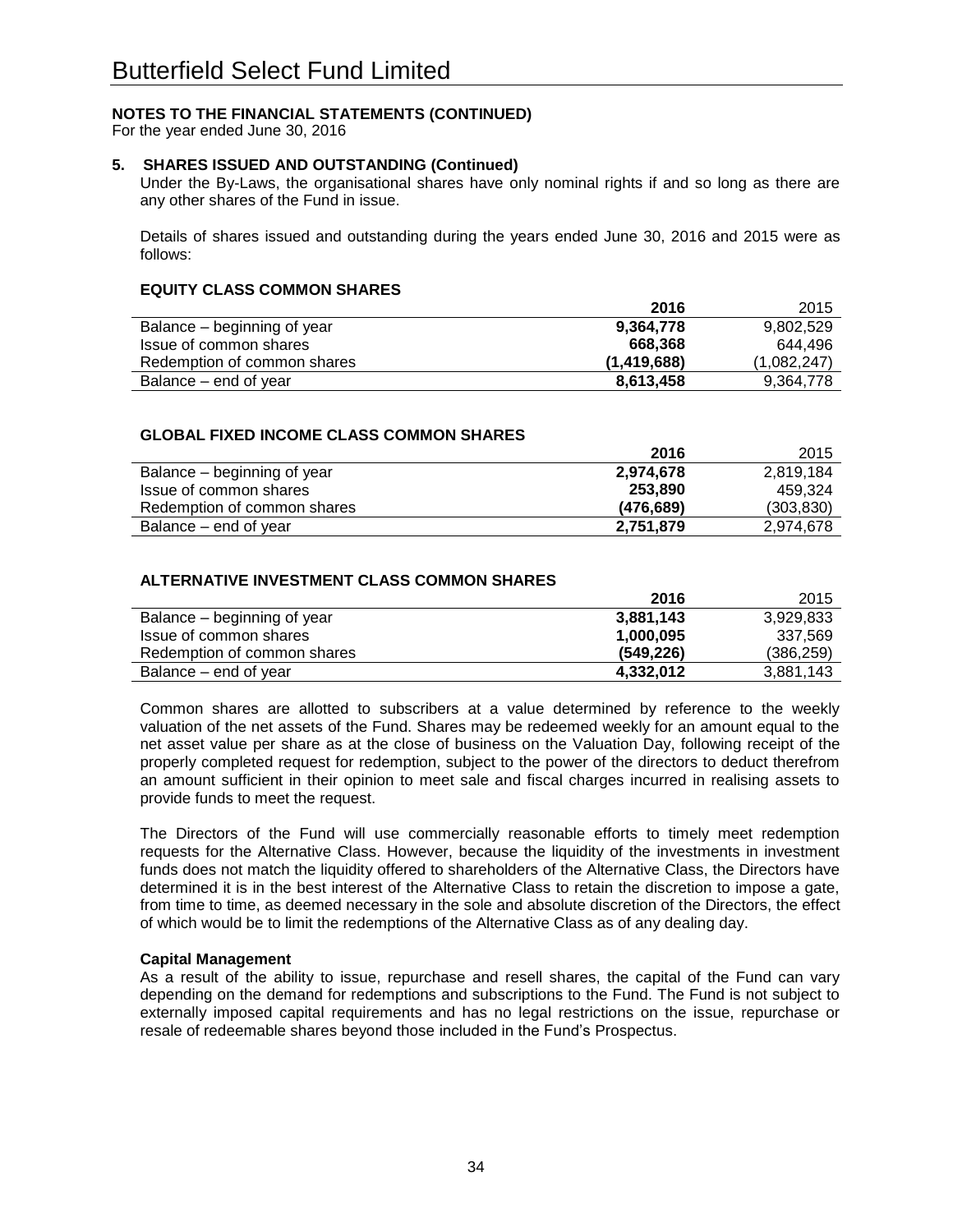# Butterfield Select Fund Limited

**NOTES TO THE FINANCIAL STATEMENTS (CONTINUED)**
For the year ended June 30, 2016

**5. SHARES ISSUED AND OUTSTANDING (Continued)**

Under the By-Laws, the organisational shares have only nominal rights if and so long as there are any other shares of the Fund in issue.

Details of shares issued and outstanding during the years ended June 30, 2016 and 2015 were as follows:

**EQUITY CLASS COMMON SHARES**

| | **2016** | 2015 |
|---|---|---|
| Balance – beginning of year | **9,364,778** | 9,802,529 |
| Issue of common shares | **668,368** | 644,496 |
| Redemption of common shares | **(1,419,688)** | (1,082,247) |
| Balance – end of year | **8,613,458** | 9,364,778 |

**GLOBAL FIXED INCOME CLASS COMMON SHARES**

| | **2016** | 2015 |
|---|---|---|
| Balance – beginning of year | **2,974,678** | 2,819,184 |
| Issue of common shares | **253,890** | 459,324 |
| Redemption of common shares | **(476,689)** | (303,830) |
| Balance – end of year | **2,751,879** | 2,974,678 |

**ALTERNATIVE INVESTMENT CLASS COMMON SHARES**

| | **2016** | 2015 |
|---|---|---|
| Balance – beginning of year | **3,881,143** | 3,929,833 |
| Issue of common shares | **1,000,095** | 337,569 |
| Redemption of common shares | **(549,226)** | (386,259) |
| Balance – end of year | **4,332,012** | 3,881,143 |

Common shares are allotted to subscribers at a value determined by reference to the weekly valuation of the net assets of the Fund. Shares may be redeemed weekly for an amount equal to the net asset value per share as at the close of business on the Valuation Day, following receipt of the properly completed request for redemption, subject to the power of the directors to deduct therefrom an amount sufficient in their opinion to meet sale and fiscal charges incurred in realising assets to provide funds to meet the request.

The Directors of the Fund will use commercially reasonable efforts to timely meet redemption requests for the Alternative Class. However, because the liquidity of the investments in investment funds does not match the liquidity offered to shareholders of the Alternative Class, the Directors have determined it is in the best interest of the Alternative Class to retain the discretion to impose a gate, from time to time, as deemed necessary in the sole and absolute discretion of the Directors, the effect of which would be to limit the redemptions of the Alternative Class as of any dealing day.

**Capital Management**

As a result of the ability to issue, repurchase and resell shares, the capital of the Fund can vary depending on the demand for redemptions and subscriptions to the Fund. The Fund is not subject to externally imposed capital requirements and has no legal restrictions on the issue, repurchase or resale of redeemable shares beyond those included in the Fund's Prospectus.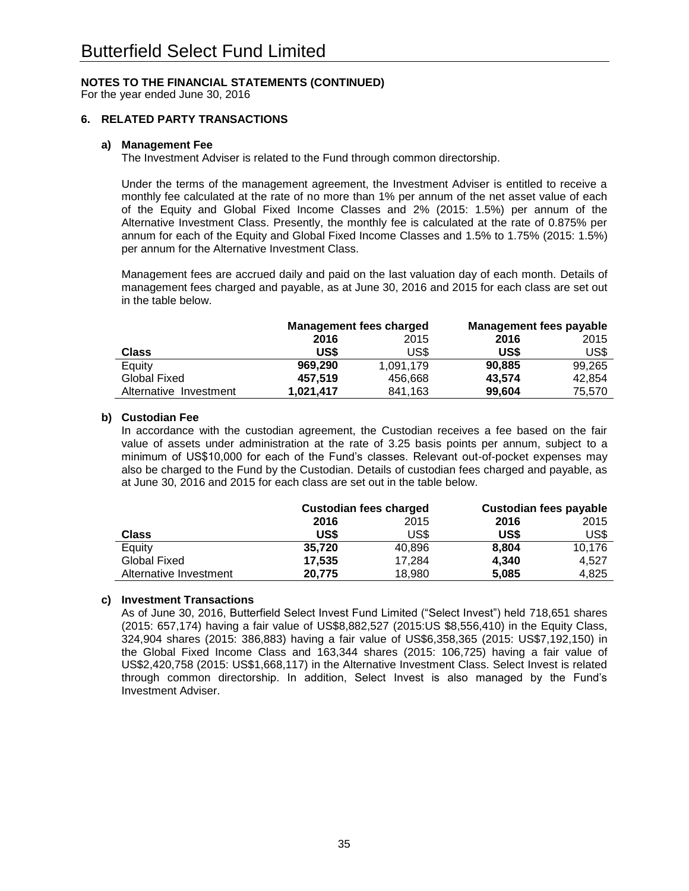# Butterfield Select Fund Limited

**NOTES TO THE FINANCIAL STATEMENTS (CONTINUED)**
For the year ended June 30, 2016

## 6. RELATED PARTY TRANSACTIONS

### a) Management Fee

The Investment Adviser is related to the Fund through common directorship.

Under the terms of the management agreement, the Investment Adviser is entitled to receive a monthly fee calculated at the rate of no more than 1% per annum of the net asset value of each of the Equity and Global Fixed Income Classes and 2% (2015: 1.5%) per annum of the Alternative Investment Class. Presently, the monthly fee is calculated at the rate of 0.875% per annum for each of the Equity and Global Fixed Income Classes and 1.5% to 1.75% (2015: 1.5%) per annum for the Alternative Investment Class.

Management fees are accrued daily and paid on the last valuation day of each month. Details of management fees charged and payable, as at June 30, 2016 and 2015 for each class are set out in the table below.

| | **Management fees charged** | | **Management fees payable** | |
|---|---|---|---|---|
| | **2016** | 2015 | **2016** | 2015 |
| **Class** | **US$** | US$ | **US$** | US$ |
| Equity | **969,290** | 1,091,179 | **90,885** | 99,265 |
| Global Fixed | **457,519** | 456,668 | **43,574** | 42,854 |
| Alternative Investment | **1,021,417** | 841,163 | **99,604** | 75,570 |

### b) Custodian Fee

In accordance with the custodian agreement, the Custodian receives a fee based on the fair value of assets under administration at the rate of 3.25 basis points per annum, subject to a minimum of US$10,000 for each of the Fund's classes. Relevant out-of-pocket expenses may also be charged to the Fund by the Custodian. Details of custodian fees charged and payable, as at June 30, 2016 and 2015 for each class are set out in the table below.

| | **Custodian fees charged** | | **Custodian fees payable** | |
|---|---|---|---|---|
| | **2016** | 2015 | **2016** | 2015 |
| **Class** | **US$** | US$ | **US$** | US$ |
| Equity | **35,720** | 40,896 | **8,804** | 10,176 |
| Global Fixed | **17,535** | 17,284 | **4,340** | 4,527 |
| Alternative Investment | **20,775** | 18,980 | **5,085** | 4,825 |

### c) Investment Transactions

As of June 30, 2016, Butterfield Select Invest Fund Limited ("Select Invest") held 718,651 shares (2015: 657,174) having a fair value of US$8,882,527 (2015:US $8,556,410) in the Equity Class, 324,904 shares (2015: 386,883) having a fair value of US$6,358,365 (2015: US$7,192,150) in the Global Fixed Income Class and 163,344 shares (2015: 106,725) having a fair value of US$2,420,758 (2015: US$1,668,117) in the Alternative Investment Class. Select Invest is related through common directorship. In addition, Select Invest is also managed by the Fund's Investment Adviser.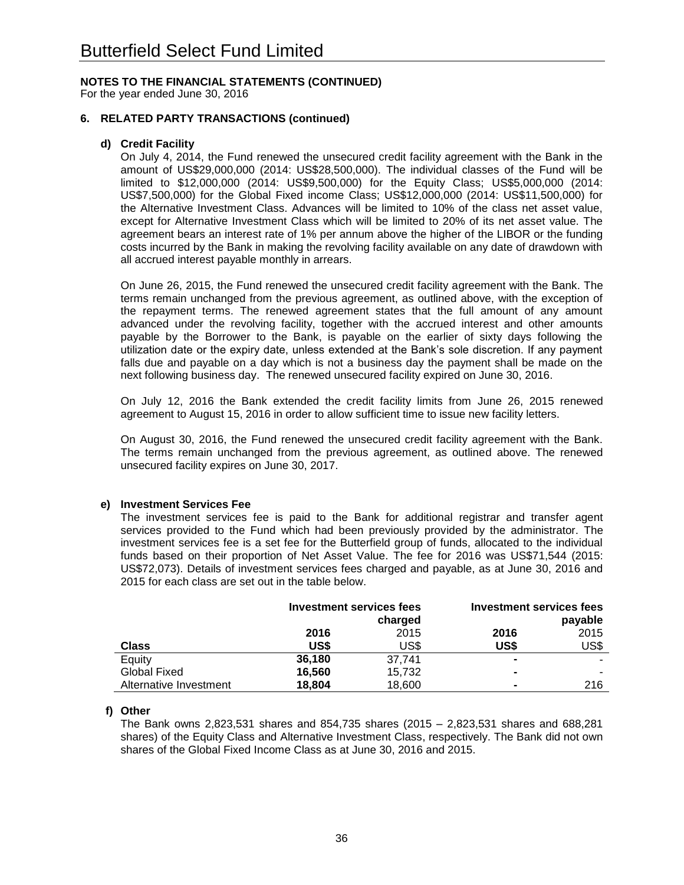# Butterfield Select Fund Limited

**NOTES TO THE FINANCIAL STATEMENTS (CONTINUED)**
For the year ended June 30, 2016

## 6. RELATED PARTY TRANSACTIONS (continued)

### d) Credit Facility

On July 4, 2014, the Fund renewed the unsecured credit facility agreement with the Bank in the amount of US$29,000,000 (2014: US$28,500,000). The individual classes of the Fund will be limited to $12,000,000 (2014: US$9,500,000) for the Equity Class; US$5,000,000 (2014: US$7,500,000) for the Global Fixed income Class; US$12,000,000 (2014: US$11,500,000) for the Alternative Investment Class. Advances will be limited to 10% of the class net asset value, except for Alternative Investment Class which will be limited to 20% of its net asset value. The agreement bears an interest rate of 1% per annum above the higher of the LIBOR or the funding costs incurred by the Bank in making the revolving facility available on any date of drawdown with all accrued interest payable monthly in arrears.

On June 26, 2015, the Fund renewed the unsecured credit facility agreement with the Bank. The terms remain unchanged from the previous agreement, as outlined above, with the exception of the repayment terms. The renewed agreement states that the full amount of any amount advanced under the revolving facility, together with the accrued interest and other amounts payable by the Borrower to the Bank, is payable on the earlier of sixty days following the utilization date or the expiry date, unless extended at the Bank's sole discretion. If any payment falls due and payable on a day which is not a business day the payment shall be made on the next following business day. The renewed unsecured facility expired on June 30, 2016.

On July 12, 2016 the Bank extended the credit facility limits from June 26, 2015 renewed agreement to August 15, 2016 in order to allow sufficient time to issue new facility letters.

On August 30, 2016, the Fund renewed the unsecured credit facility agreement with the Bank. The terms remain unchanged from the previous agreement, as outlined above. The renewed unsecured facility expires on June 30, 2017.

### e) Investment Services Fee

The investment services fee is paid to the Bank for additional registrar and transfer agent services provided to the Fund which had been previously provided by the administrator. The investment services fee is a set fee for the Butterfield group of funds, allocated to the individual funds based on their proportion of Net Asset Value. The fee for 2016 was US$71,544 (2015: US$72,073). Details of investment services fees charged and payable, as at June 30, 2016 and 2015 for each class are set out in the table below.

| | **Investment services fees charged** | | **Investment services fees payable** | |
|---|---|---|---|---|
| | **2016** | 2015 | **2016** | 2015 |
| **Class** | **US$** | US$ | **US$** | US$ |
| Equity | **36,180** | 37,741 | **-** | - |
| Global Fixed | **16,560** | 15,732 | **-** | - |
| Alternative Investment | **18,804** | 18,600 | **-** | 216 |

### f) Other

The Bank owns 2,823,531 shares and 854,735 shares (2015 – 2,823,531 shares and 688,281 shares) of the Equity Class and Alternative Investment Class, respectively. The Bank did not own shares of the Global Fixed Income Class as at June 30, 2016 and 2015.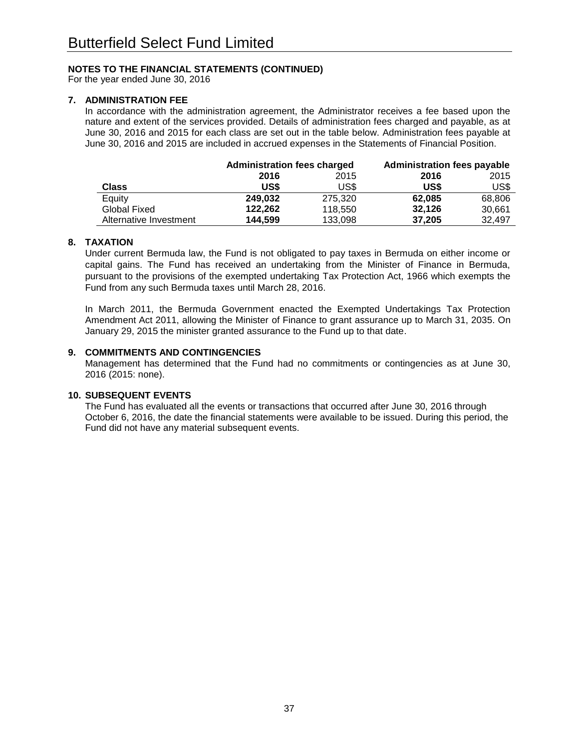# Butterfield Select Fund Limited

**NOTES TO THE FINANCIAL STATEMENTS (CONTINUED)**
For the year ended June 30, 2016

## 7. ADMINISTRATION FEE

In accordance with the administration agreement, the Administrator receives a fee based upon the nature and extent of the services provided. Details of administration fees charged and payable, as at June 30, 2016 and 2015 for each class are set out in the table below. Administration fees payable at June 30, 2016 and 2015 are included in accrued expenses in the Statements of Financial Position.

| | **Administration fees charged** | | **Administration fees payable** | |
|---|---|---|---|---|
| | **2016** | 2015 | **2016** | 2015 |
| **Class** | **US$** | US$ | **US$** | US$ |
| Equity | **249,032** | 275,320 | **62,085** | 68,806 |
| Global Fixed | **122,262** | 118,550 | **32,126** | 30,661 |
| Alternative Investment | **144,599** | 133,098 | **37,205** | 32,497 |

## 8. TAXATION

Under current Bermuda law, the Fund is not obligated to pay taxes in Bermuda on either income or capital gains. The Fund has received an undertaking from the Minister of Finance in Bermuda, pursuant to the provisions of the exempted undertaking Tax Protection Act, 1966 which exempts the Fund from any such Bermuda taxes until March 28, 2016.

In March 2011, the Bermuda Government enacted the Exempted Undertakings Tax Protection Amendment Act 2011, allowing the Minister of Finance to grant assurance up to March 31, 2035. On January 29, 2015 the minister granted assurance to the Fund up to that date.

## 9. COMMITMENTS AND CONTINGENCIES

Management has determined that the Fund had no commitments or contingencies as at June 30, 2016 (2015: none).

## 10. SUBSEQUENT EVENTS

The Fund has evaluated all the events or transactions that occurred after June 30, 2016 through October 6, 2016, the date the financial statements were available to be issued. During this period, the Fund did not have any material subsequent events.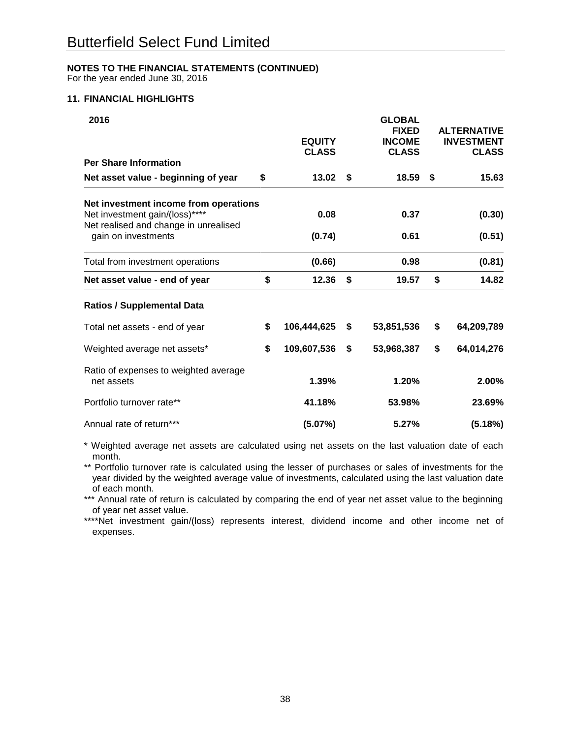# Butterfield Select Fund Limited

**NOTES TO THE FINANCIAL STATEMENTS (CONTINUED)**
For the year ended June 30, 2016

**11. FINANCIAL HIGHLIGHTS**

| **2016** | **EQUITY CLASS** | **GLOBAL FIXED INCOME CLASS** | **ALTERNATIVE INVESTMENT CLASS** |
|---|---|---|---|
| **Per Share Information** | | | |
| **Net asset value - beginning of year** | **$ 13.02** | **$ 18.59** | **$ 15.63** |
| **Net investment income from operations** | | | |
| Net investment gain/(loss)**** | **0.08** | **0.37** | **(0.30)** |
| Net realised and change in unrealised gain on investments | **(0.74)** | **0.61** | **(0.51)** |
| Total from investment operations | **(0.66)** | **0.98** | **(0.81)** |
| **Net asset value - end of year** | **$ 12.36** | **$ 19.57** | **$ 14.82** |
| **Ratios / Supplemental Data** | | | |
| Total net assets - end of year | **$ 106,444,625** | **$ 53,851,536** | **$ 64,209,789** |
| Weighted average net assets* | **$ 109,607,536** | **$ 53,968,387** | **$ 64,014,276** |
| Ratio of expenses to weighted average net assets | **1.39%** | **1.20%** | **2.00%** |
| Portfolio turnover rate** | **41.18%** | **53.98%** | **23.69%** |
| Annual rate of return*** | **(5.07%)** | **5.27%** | **(5.18%)** |

* Weighted average net assets are calculated using net assets on the last valuation date of each month.

** Portfolio turnover rate is calculated using the lesser of purchases or sales of investments for the year divided by the weighted average value of investments, calculated using the last valuation date of each month.

*** Annual rate of return is calculated by comparing the end of year net asset value to the beginning of year net asset value.

****Net investment gain/(loss) represents interest, dividend income and other income net of expenses.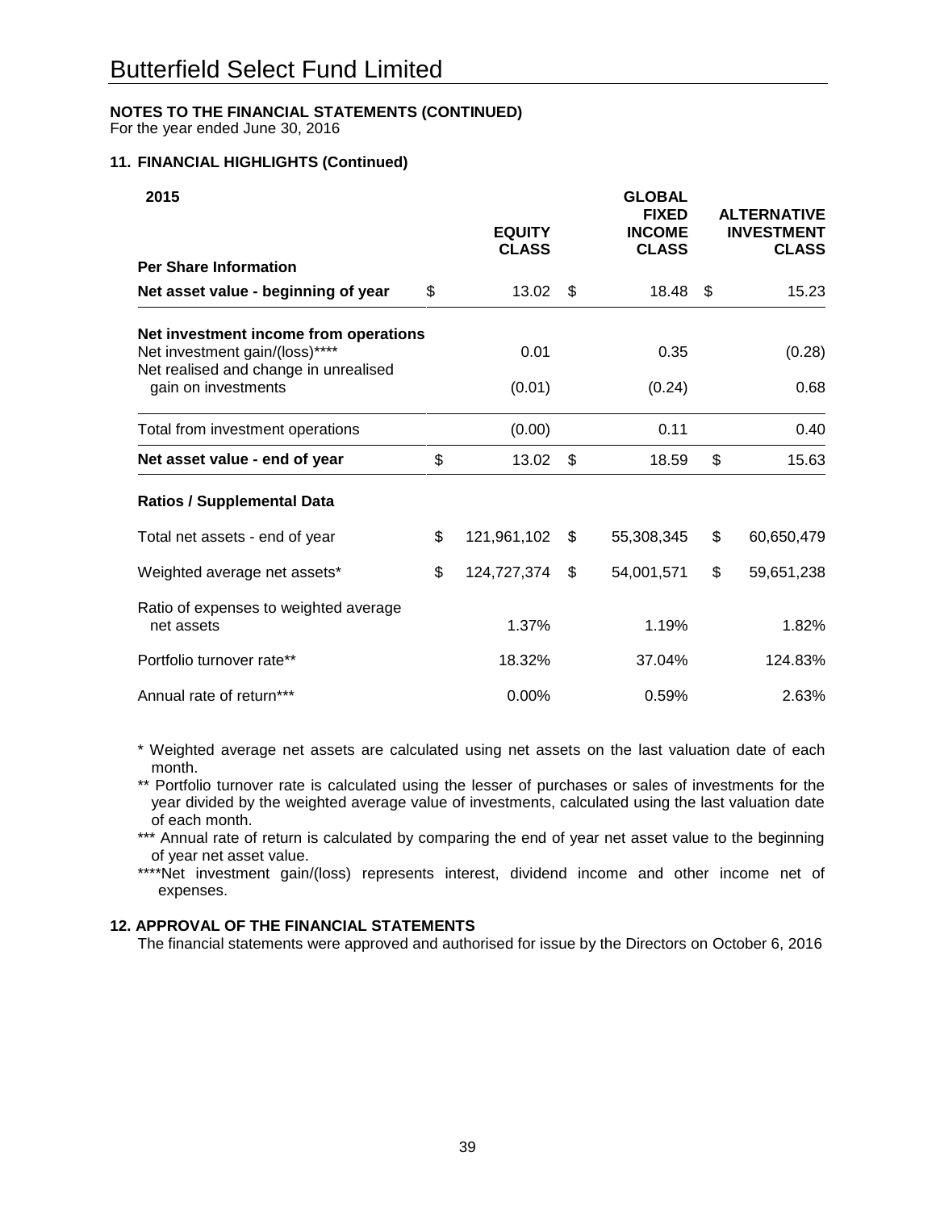# Butterfield Select Fund Limited

**NOTES TO THE FINANCIAL STATEMENTS (CONTINUED)**
For the year ended June 30, 2016

### 11. FINANCIAL HIGHLIGHTS (Continued)

| 2015 | EQUITY CLASS | GLOBAL FIXED INCOME CLASS | ALTERNATIVE INVESTMENT CLASS |
|---|---|---|---|
| **Per Share Information** | | | |
| **Net asset value - beginning of year** | $ 13.02 | $ 18.48 | $ 15.23 |
| **Net investment income from operations** | | | |
| Net investment gain/(loss)**** | 0.01 | 0.35 | (0.28) |
| Net realised and change in unrealised gain on investments | (0.01) | (0.24) | 0.68 |
| Total from investment operations | (0.00) | 0.11 | 0.40 |
| **Net asset value - end of year** | $ 13.02 | $ 18.59 | $ 15.63 |
| **Ratios / Supplemental Data** | | | |
| Total net assets - end of year | $ 121,961,102 | $ 55,308,345 | $ 60,650,479 |
| Weighted average net assets* | $ 124,727,374 | $ 54,001,571 | $ 59,651,238 |
| Ratio of expenses to weighted average net assets | 1.37% | 1.19% | 1.82% |
| Portfolio turnover rate** | 18.32% | 37.04% | 124.83% |
| Annual rate of return*** | 0.00% | 0.59% | 2.63% |

* Weighted average net assets are calculated using net assets on the last valuation date of each month.

** Portfolio turnover rate is calculated using the lesser of purchases or sales of investments for the year divided by the weighted average value of investments, calculated using the last valuation date of each month.

*** Annual rate of return is calculated by comparing the end of year net asset value to the beginning of year net asset value.

****Net investment gain/(loss) represents interest, dividend income and other income net of expenses.

### 12. APPROVAL OF THE FINANCIAL STATEMENTS

The financial statements were approved and authorised for issue by the Directors on October 6, 2016